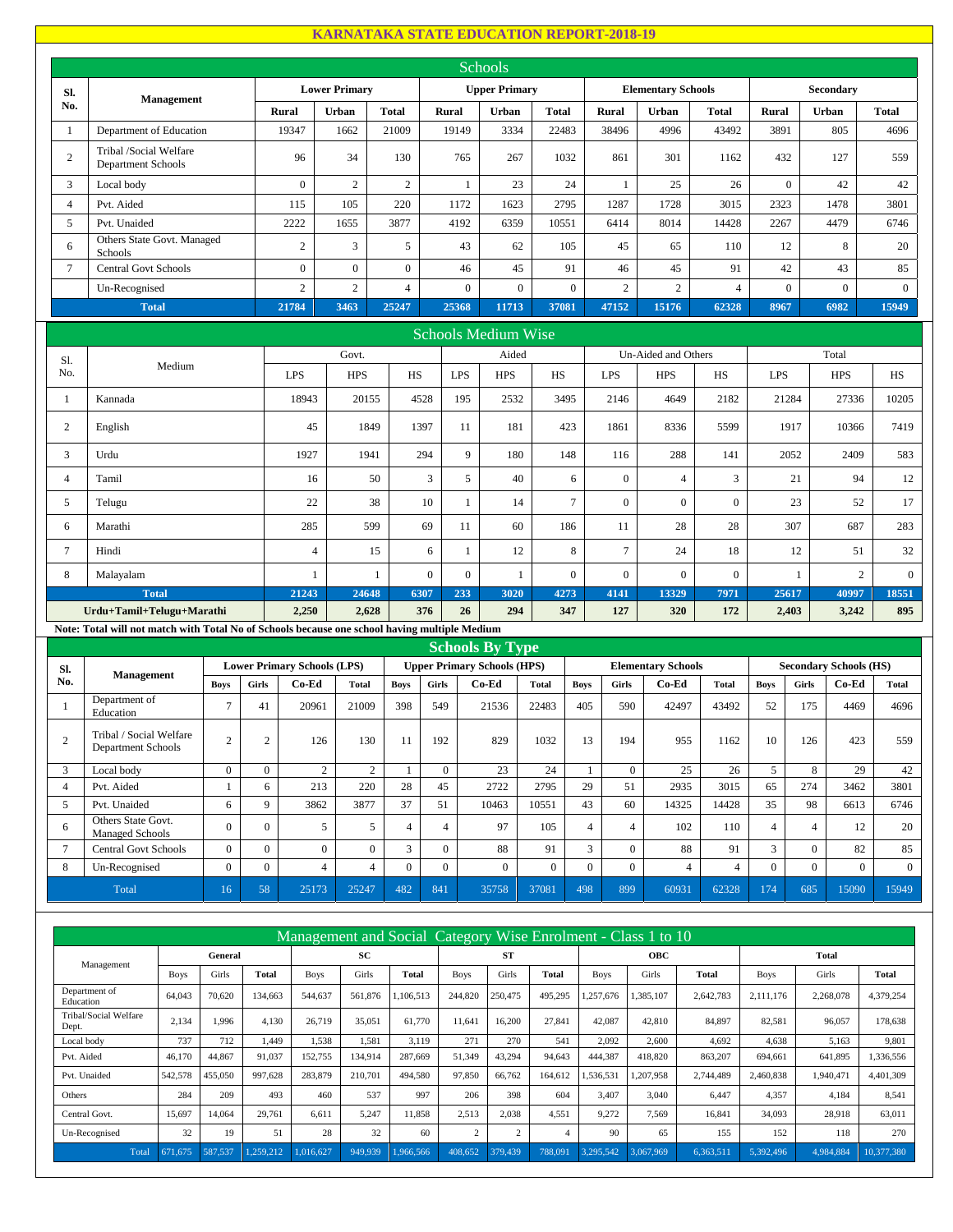# KARNATAKA STATE EDUCATION REPORT-2018-19

## Schools

| Sl. No. | Management | Lower Primary | | | Upper Primary | | | Elementary Schools | | | Secondary | | |
|---|---|---|---|---|---|---|---|---|---|---|---|---|---|
| | | Rural | Urban | Total | Rural | Urban | Total | Rural | Urban | Total | Rural | Urban | Total |
| 1 | Department of Education | 19347 | 1662 | 21009 | 19149 | 3334 | 22483 | 38496 | 4996 | 43492 | 3891 | 805 | 4696 |
| 2 | Tribal /Social Welfare Department Schools | 96 | 34 | 130 | 765 | 267 | 1032 | 861 | 301 | 1162 | 432 | 127 | 559 |
| 3 | Local body | 0 | 2 | 2 | 1 | 23 | 24 | 1 | 25 | 26 | 0 | 42 | 42 |
| 4 | Pvt. Aided | 115 | 105 | 220 | 1172 | 1623 | 2795 | 1287 | 1728 | 3015 | 2323 | 1478 | 3801 |
| 5 | Pvt. Unaided | 2222 | 1655 | 3877 | 4192 | 6359 | 10551 | 6414 | 8014 | 14428 | 2267 | 4479 | 6746 |
| 6 | Others State Govt. Managed Schools | 2 | 3 | 5 | 43 | 62 | 105 | 45 | 65 | 110 | 12 | 8 | 20 |
| 7 | Central Govt Schools | 0 | 0 | 0 | 46 | 45 | 91 | 46 | 45 | 91 | 42 | 43 | 85 |
| | Un-Recognised | 2 | 2 | 4 | 0 | 0 | 0 | 2 | 2 | 4 | 0 | 0 | 0 |
| | **Total** | **21784** | **3463** | **25247** | **25368** | **11713** | **37081** | **47152** | **15176** | **62328** | **8967** | **6982** | **15949** |

## Schools Medium Wise

| Sl. No. | Medium | Govt. | | | Aided | | | Un-Aided and Others | | | Total | | |
|---|---|---|---|---|---|---|---|---|---|---|---|---|---|
| | | LPS | HPS | HS | LPS | HPS | HS | LPS | HPS | HS | LPS | HPS | HS |
| 1 | Kannada | 18943 | 20155 | 4528 | 195 | 2532 | 3495 | 2146 | 4649 | 2182 | 21284 | 27336 | 10205 |
| 2 | English | 45 | 1849 | 1397 | 11 | 181 | 423 | 1861 | 8336 | 5599 | 1917 | 10366 | 7419 |
| 3 | Urdu | 1927 | 1941 | 294 | 9 | 180 | 148 | 116 | 288 | 141 | 2052 | 2409 | 583 |
| 4 | Tamil | 16 | 50 | 3 | 5 | 40 | 6 | 0 | 4 | 3 | 21 | 94 | 12 |
| 5 | Telugu | 22 | 38 | 10 | 1 | 14 | 7 | 0 | 0 | 0 | 23 | 52 | 17 |
| 6 | Marathi | 285 | 599 | 69 | 11 | 60 | 186 | 11 | 28 | 28 | 307 | 687 | 283 |
| 7 | Hindi | 4 | 15 | 6 | 1 | 12 | 8 | 7 | 24 | 18 | 12 | 51 | 32 |
| 8 | Malayalam | 1 | 1 | 0 | 0 | 1 | 0 | 0 | 0 | 0 | 1 | 2 | 0 |
| | **Total** | **21243** | **24648** | **6307** | **233** | **3020** | **4273** | **4141** | **13329** | **7971** | **25617** | **40997** | **18551** |
| | **Urdu+Tamil+Telugu+Marathi** | **2,250** | **2,628** | **376** | **26** | **294** | **347** | **127** | **320** | **172** | **2,403** | **3,242** | **895** |

**Note: Total will not match with Total No of Schools because one school having multiple Medium**

## Schools By Type

| Sl. No. | Management | Lower Primary Schools (LPS) | | | | Upper Primary Schools (HPS) | | | | Elementary Schools | | | | Secondary Schools (HS) | | | |
|---|---|---|---|---|---|---|---|---|---|---|---|---|---|---|---|---|---|
| | | Boys | Girls | Co-Ed | Total | Boys | Girls | Co-Ed | Total | Boys | Girls | Co-Ed | Total | Boys | Girls | Co-Ed | Total |
| 1 | Department of Education | 7 | 41 | 20961 | 21009 | 398 | 549 | 21536 | 22483 | 405 | 590 | 42497 | 43492 | 52 | 175 | 4469 | 4696 |
| 2 | Tribal / Social Welfare Department Schools | 2 | 2 | 126 | 130 | 11 | 192 | 829 | 1032 | 13 | 194 | 955 | 1162 | 10 | 126 | 423 | 559 |
| 3 | Local body | 0 | 0 | 2 | 2 | 1 | 0 | 23 | 24 | 1 | 0 | 25 | 26 | 5 | 8 | 29 | 42 |
| 4 | Pvt. Aided | 1 | 6 | 213 | 220 | 28 | 45 | 2722 | 2795 | 29 | 51 | 2935 | 3015 | 65 | 274 | 3462 | 3801 |
| 5 | Pvt. Unaided | 6 | 9 | 3862 | 3877 | 37 | 51 | 10463 | 10551 | 43 | 60 | 14325 | 14428 | 35 | 98 | 6613 | 6746 |
| 6 | Others State Govt. Managed Schools | 0 | 0 | 5 | 5 | 4 | 4 | 97 | 105 | 4 | 4 | 102 | 110 | 4 | 4 | 12 | 20 |
| 7 | Central Govt Schools | 0 | 0 | 0 | 0 | 3 | 0 | 88 | 91 | 3 | 0 | 88 | 91 | 3 | 0 | 82 | 85 |
| 8 | Un-Recognised | 0 | 0 | 4 | 4 | 0 | 0 | 0 | 0 | 0 | 0 | 4 | 4 | 0 | 0 | 0 | 0 |
| | Total | 16 | 58 | 25173 | 25247 | 482 | 841 | 35758 | 37081 | 498 | 899 | 60931 | 62328 | 174 | 685 | 15090 | 15949 |

## Management and Social Category Wise Enrolment - Class 1 to 10

| Management | General | | | SC | | | ST | | | OBC | | | Total | | |
|---|---|---|---|---|---|---|---|---|---|---|---|---|---|---|---|
| | Boys | Girls | Total | Boys | Girls | Total | Boys | Girls | Total | Boys | Girls | Total | Boys | Girls | Total |
| Department of Education | 64,043 | 70,620 | 134,663 | 544,637 | 561,876 | 1,106,513 | 244,820 | 250,475 | 495,295 | 1,257,676 | 1,385,107 | 2,642,783 | 2,111,176 | 2,268,078 | 4,379,254 |
| Tribal/Social Welfare Dept. | 2,134 | 1,996 | 4,130 | 26,719 | 35,051 | 61,770 | 11,641 | 16,200 | 27,841 | 42,087 | 42,810 | 84,897 | 82,581 | 96,057 | 178,638 |
| Local body | 737 | 712 | 1,449 | 1,538 | 1,581 | 3,119 | 271 | 270 | 541 | 2,092 | 2,600 | 4,692 | 4,638 | 5,163 | 9,801 |
| Pvt. Aided | 46,170 | 44,867 | 91,037 | 152,755 | 134,914 | 287,669 | 51,349 | 43,294 | 94,643 | 444,387 | 418,820 | 863,207 | 694,661 | 641,895 | 1,336,556 |
| Pvt. Unaided | 542,578 | 455,050 | 997,628 | 283,879 | 210,701 | 494,580 | 97,850 | 66,762 | 164,612 | 1,536,531 | 1,207,958 | 2,744,489 | 2,460,838 | 1,940,471 | 4,401,309 |
| Others | 284 | 209 | 493 | 460 | 537 | 997 | 206 | 398 | 604 | 3,407 | 3,040 | 6,447 | 4,357 | 4,184 | 8,541 |
| Central Govt. | 15,697 | 14,064 | 29,761 | 6,611 | 5,247 | 11,858 | 2,513 | 2,038 | 4,551 | 9,272 | 7,569 | 16,841 | 34,093 | 28,918 | 63,011 |
| Un-Recognised | 32 | 19 | 51 | 28 | 32 | 60 | 2 | 2 | 4 | 90 | 65 | 155 | 152 | 118 | 270 |
| Total | 671,675 | 587,537 | 1,259,212 | 1,016,627 | 949,939 | 1,966,566 | 408,652 | 379,439 | 788,091 | 3,295,542 | 3,067,969 | 6,363,511 | 5,392,496 | 4,984,884 | 10,377,380 |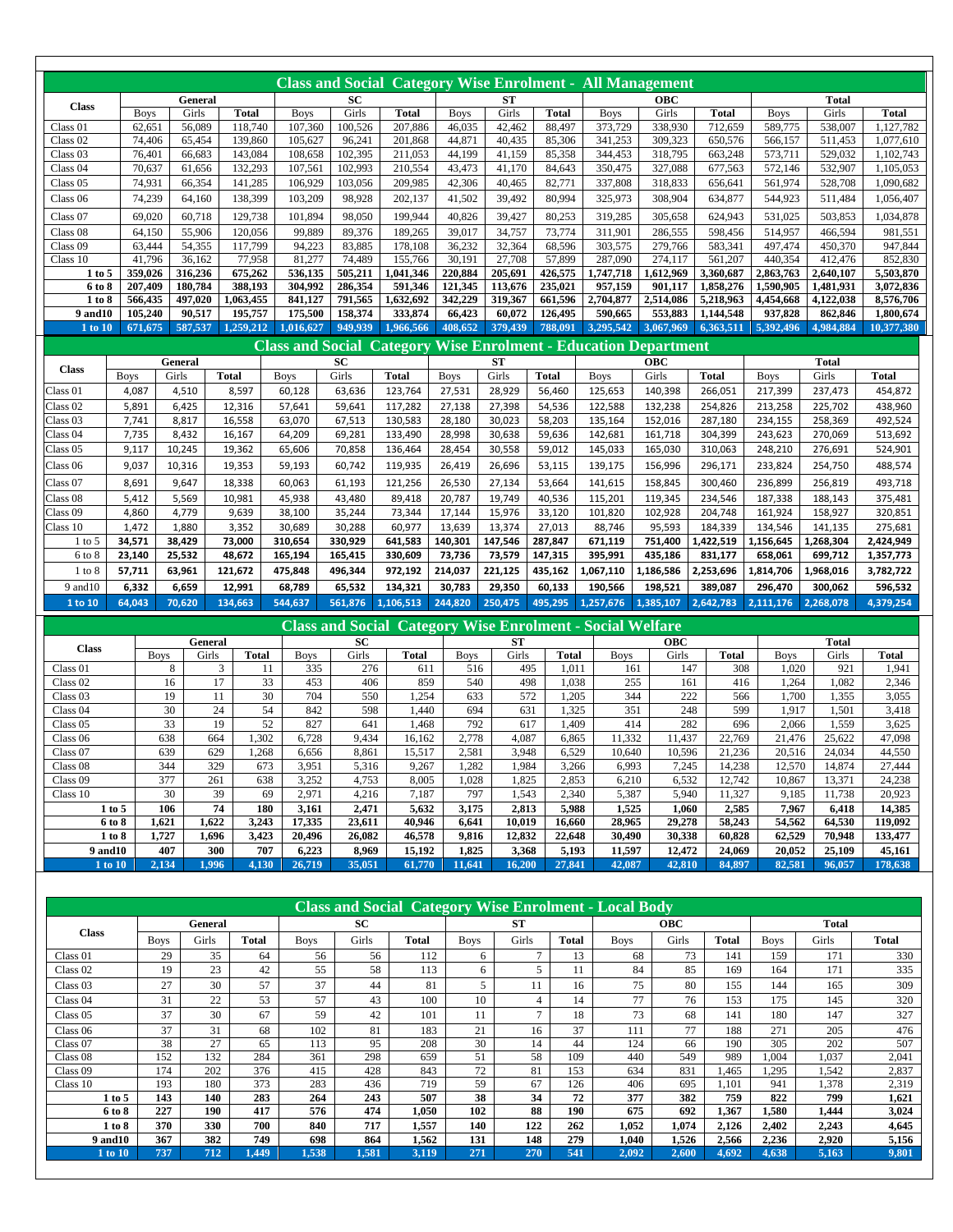## Class and Social Category Wise Enrolment - All Management

| Class | General | | | SC | | | ST | | | OBC | | | Total | | |
|---|---|---|---|---|---|---|---|---|---|---|---|---|---|---|---|
| | Boys | Girls | Total | Boys | Girls | Total | Boys | Girls | Total | Boys | Girls | Total | Boys | Girls | Total |
| Class 01 | 62,651 | 56,089 | 118,740 | 107,360 | 100,526 | 207,886 | 46,035 | 42,462 | 88,497 | 373,729 | 338,930 | 712,659 | 589,775 | 538,007 | 1,127,782 |
| Class 02 | 74,406 | 65,454 | 139,860 | 105,627 | 96,241 | 201,868 | 44,871 | 40,435 | 85,306 | 341,253 | 309,323 | 650,576 | 566,157 | 511,453 | 1,077,610 |
| Class 03 | 76,401 | 66,683 | 143,084 | 108,658 | 102,395 | 211,053 | 44,199 | 41,159 | 85,358 | 344,453 | 318,795 | 663,248 | 573,711 | 529,032 | 1,102,743 |
| Class 04 | 70,637 | 61,656 | 132,293 | 107,561 | 102,993 | 210,554 | 43,473 | 41,170 | 84,643 | 350,475 | 327,088 | 677,563 | 572,146 | 532,907 | 1,105,053 |
| Class 05 | 74,931 | 66,354 | 141,285 | 106,929 | 103,056 | 209,985 | 42,306 | 40,465 | 82,771 | 337,808 | 318,833 | 656,641 | 561,974 | 528,708 | 1,090,682 |
| Class 06 | 74,239 | 64,160 | 138,399 | 103,209 | 98,928 | 202,137 | 41,502 | 39,492 | 80,994 | 325,973 | 308,904 | 634,877 | 544,923 | 511,484 | 1,056,407 |
| Class 07 | 69,020 | 60,718 | 129,738 | 101,894 | 98,050 | 199,944 | 40,826 | 39,427 | 80,253 | 319,285 | 305,658 | 624,943 | 531,025 | 503,853 | 1,034,878 |
| Class 08 | 64,150 | 55,906 | 120,056 | 99,889 | 89,376 | 189,265 | 39,017 | 34,757 | 73,774 | 311,901 | 286,555 | 598,456 | 514,957 | 466,594 | 981,551 |
| Class 09 | 63,444 | 54,355 | 117,799 | 94,223 | 83,885 | 178,108 | 36,232 | 32,364 | 68,596 | 303,575 | 279,766 | 583,341 | 497,474 | 450,370 | 947,844 |
| Class 10 | 41,796 | 36,162 | 77,958 | 81,277 | 74,489 | 155,766 | 30,191 | 27,708 | 57,899 | 287,090 | 274,117 | 561,207 | 440,354 | 412,476 | 852,830 |
| **1 to 5** | **359,026** | **316,236** | **675,262** | **536,135** | **505,211** | **1,041,346** | **220,884** | **205,691** | **426,575** | **1,747,718** | **1,612,969** | **3,360,687** | **2,863,763** | **2,640,107** | **5,503,870** |
| **6 to 8** | **207,409** | **180,784** | **388,193** | **304,992** | **286,354** | **591,346** | **121,345** | **113,676** | **235,021** | **957,159** | **901,117** | **1,858,276** | **1,590,905** | **1,481,931** | **3,072,836** |
| **1 to 8** | **566,435** | **497,020** | **1,063,455** | **841,127** | **791,565** | **1,632,692** | **342,229** | **319,367** | **661,596** | **2,704,877** | **2,514,086** | **5,218,963** | **4,454,668** | **4,122,038** | **8,576,706** |
| **9 and10** | **105,240** | **90,517** | **195,757** | **175,500** | **158,374** | **333,874** | **66,423** | **60,072** | **126,495** | **590,665** | **553,883** | **1,144,548** | **937,828** | **862,846** | **1,800,674** |
| **1 to 10** | **671,675** | **587,537** | **1,259,212** | **1,016,627** | **949,939** | **1,966,566** | **408,652** | **379,439** | **788,091** | **3,295,542** | **3,067,969** | **6,363,511** | **5,392,496** | **4,984,884** | **10,377,380** |

## Class and Social Category Wise Enrolment - Education Department

| Class | General | | | SC | | | ST | | | OBC | | | Total | | |
|---|---|---|---|---|---|---|---|---|---|---|---|---|---|---|---|
| | Boys | Girls | Total | Boys | Girls | Total | Boys | Girls | Total | Boys | Girls | Total | Boys | Girls | Total |
| Class 01 | 4,087 | 4,510 | 8,597 | 60,128 | 63,636 | 123,764 | 27,531 | 28,929 | 56,460 | 125,653 | 140,398 | 266,051 | 217,399 | 237,473 | 454,872 |
| Class 02 | 5,891 | 6,425 | 12,316 | 57,641 | 59,641 | 117,282 | 27,138 | 27,398 | 54,536 | 122,588 | 132,238 | 254,826 | 213,258 | 225,702 | 438,960 |
| Class 03 | 7,741 | 8,817 | 16,558 | 63,070 | 67,513 | 130,583 | 28,180 | 30,023 | 58,203 | 135,164 | 152,016 | 287,180 | 234,155 | 258,369 | 492,524 |
| Class 04 | 7,735 | 8,432 | 16,167 | 64,209 | 69,281 | 133,490 | 28,998 | 30,638 | 59,636 | 142,681 | 161,718 | 304,399 | 243,623 | 270,069 | 513,692 |
| Class 05 | 9,117 | 10,245 | 19,362 | 65,606 | 70,858 | 136,464 | 28,454 | 30,558 | 59,012 | 145,033 | 165,030 | 310,063 | 248,210 | 276,691 | 524,901 |
| Class 06 | 9,037 | 10,316 | 19,353 | 59,193 | 60,742 | 119,935 | 26,419 | 26,696 | 53,115 | 139,175 | 156,996 | 296,171 | 233,824 | 254,750 | 488,574 |
| Class 07 | 8,691 | 9,647 | 18,338 | 60,063 | 61,193 | 121,256 | 26,530 | 27,134 | 53,664 | 141,615 | 158,845 | 300,460 | 236,899 | 256,819 | 493,718 |
| Class 08 | 5,412 | 5,569 | 10,981 | 45,938 | 43,480 | 89,418 | 20,787 | 19,749 | 40,536 | 115,201 | 119,345 | 234,546 | 187,338 | 188,143 | 375,481 |
| Class 09 | 4,860 | 4,779 | 9,639 | 38,100 | 35,244 | 73,344 | 17,144 | 15,976 | 33,120 | 101,820 | 102,928 | 204,748 | 161,924 | 158,927 | 320,851 |
| Class 10 | 1,472 | 1,880 | 3,352 | 30,689 | 30,288 | 60,977 | 13,639 | 13,374 | 27,013 | 88,746 | 95,593 | 184,339 | 134,546 | 141,135 | 275,681 |
| 1 to 5 | **34,571** | **38,429** | **73,000** | **310,654** | **330,929** | **641,583** | **140,301** | **147,546** | **287,847** | **671,119** | **751,400** | **1,422,519** | **1,156,645** | **1,268,304** | **2,424,949** |
| 6 to 8 | **23,140** | **25,532** | **48,672** | **165,194** | **165,415** | **330,609** | **73,736** | **73,579** | **147,315** | **395,991** | **435,186** | **831,177** | **658,061** | **699,712** | **1,357,773** |
| 1 to 8 | **57,711** | **63,961** | **121,672** | **475,848** | **496,344** | **972,192** | **214,037** | **221,125** | **435,162** | **1,067,110** | **1,186,586** | **2,253,696** | **1,814,706** | **1,968,016** | **3,782,722** |
| 9 and10 | **6,332** | **6,659** | **12,991** | **68,789** | **65,532** | **134,321** | **30,783** | **29,350** | **60,133** | **190,566** | **198,521** | **389,087** | **296,470** | **300,062** | **596,532** |
| **1 to 10** | **64,043** | **70,620** | **134,663** | **544,637** | **561,876** | **1,106,513** | **244,820** | **250,475** | **495,295** | **1,257,676** | **1,385,107** | **2,642,783** | **2,111,176** | **2,268,078** | **4,379,254** |

## Class and Social Category Wise Enrolment - Social Welfare

| Class | General | | | SC | | | ST | | | OBC | | | Total | | |
|---|---|---|---|---|---|---|---|---|---|---|---|---|---|---|---|
| | Boys | Girls | Total | Boys | Girls | Total | Boys | Girls | Total | Boys | Girls | Total | Boys | Girls | Total |
| Class 01 | 8 | 3 | 11 | 335 | 276 | 611 | 516 | 495 | 1,011 | 161 | 147 | 308 | 1,020 | 921 | 1,941 |
| Class 02 | 16 | 17 | 33 | 453 | 406 | 859 | 540 | 498 | 1,038 | 255 | 161 | 416 | 1,264 | 1,082 | 2,346 |
| Class 03 | 19 | 11 | 30 | 704 | 550 | 1,254 | 633 | 572 | 1,205 | 344 | 222 | 566 | 1,700 | 1,355 | 3,055 |
| Class 04 | 30 | 24 | 54 | 842 | 598 | 1,440 | 694 | 631 | 1,325 | 351 | 248 | 599 | 1,917 | 1,501 | 3,418 |
| Class 05 | 33 | 19 | 52 | 827 | 641 | 1,468 | 792 | 617 | 1,409 | 414 | 282 | 696 | 2,066 | 1,559 | 3,625 |
| Class 06 | 638 | 664 | 1,302 | 6,728 | 9,434 | 16,162 | 2,778 | 4,087 | 6,865 | 11,332 | 11,437 | 22,769 | 21,476 | 25,622 | 47,098 |
| Class 07 | 639 | 629 | 1,268 | 6,656 | 8,861 | 15,517 | 2,581 | 3,948 | 6,529 | 10,640 | 10,596 | 21,236 | 20,516 | 24,034 | 44,550 |
| Class 08 | 344 | 329 | 673 | 3,951 | 5,316 | 9,267 | 1,282 | 1,984 | 3,266 | 6,993 | 7,245 | 14,238 | 12,570 | 14,874 | 27,444 |
| Class 09 | 377 | 261 | 638 | 3,252 | 4,753 | 8,005 | 1,028 | 1,825 | 2,853 | 6,210 | 6,532 | 12,742 | 10,867 | 13,371 | 24,238 |
| Class 10 | 30 | 39 | 69 | 2,971 | 4,216 | 7,187 | 797 | 1,543 | 2,340 | 5,387 | 5,940 | 11,327 | 9,185 | 11,738 | 20,923 |
| **1 to 5** | **106** | **74** | **180** | **3,161** | **2,471** | **5,632** | **3,175** | **2,813** | **5,988** | **1,525** | **1,060** | **2,585** | **7,967** | **6,418** | **14,385** |
| **6 to 8** | **1,621** | **1,622** | **3,243** | **17,335** | **23,611** | **40,946** | **6,641** | **10,019** | **16,660** | **28,965** | **29,278** | **58,243** | **54,562** | **64,530** | **119,092** |
| **1 to 8** | **1,727** | **1,696** | **3,423** | **20,496** | **26,082** | **46,578** | **9,816** | **12,832** | **22,648** | **30,490** | **30,338** | **60,828** | **62,529** | **70,948** | **133,477** |
| **9 and10** | **407** | **300** | **707** | **6,223** | **8,969** | **15,192** | **1,825** | **3,368** | **5,193** | **11,597** | **12,472** | **24,069** | **20,052** | **25,109** | **45,161** |
| **1 to 10** | **2,134** | **1,996** | **4,130** | **26,719** | **35,051** | **61,770** | **11,641** | **16,200** | **27,841** | **42,087** | **42,810** | **84,897** | **82,581** | **96,057** | **178,638** |

## Class and Social Category Wise Enrolment - Local Body

| Class | General | | | SC | | | ST | | | OBC | | | Total | | |
|---|---|---|---|---|---|---|---|---|---|---|---|---|---|---|---|
| | Boys | Girls | Total | Boys | Girls | Total | Boys | Girls | Total | Boys | Girls | Total | Boys | Girls | Total |
| Class 01 | 29 | 35 | 64 | 56 | 56 | 112 | 6 | 7 | 13 | 68 | 73 | 141 | 159 | 171 | 330 |
| Class 02 | 19 | 23 | 42 | 55 | 58 | 113 | 6 | 5 | 11 | 84 | 85 | 169 | 164 | 171 | 335 |
| Class 03 | 27 | 30 | 57 | 37 | 44 | 81 | 5 | 11 | 16 | 75 | 80 | 155 | 144 | 165 | 309 |
| Class 04 | 31 | 22 | 53 | 57 | 43 | 100 | 10 | 4 | 14 | 77 | 76 | 153 | 175 | 145 | 320 |
| Class 05 | 37 | 30 | 67 | 59 | 42 | 101 | 11 | 7 | 18 | 73 | 68 | 141 | 180 | 147 | 327 |
| Class 06 | 37 | 31 | 68 | 102 | 81 | 183 | 21 | 16 | 37 | 111 | 77 | 188 | 271 | 205 | 476 |
| Class 07 | 38 | 27 | 65 | 113 | 95 | 208 | 30 | 14 | 44 | 124 | 66 | 190 | 305 | 202 | 507 |
| Class 08 | 152 | 132 | 284 | 361 | 298 | 659 | 51 | 58 | 109 | 440 | 549 | 989 | 1,004 | 1,037 | 2,041 |
| Class 09 | 174 | 202 | 376 | 415 | 428 | 843 | 72 | 81 | 153 | 634 | 831 | 1,465 | 1,295 | 1,542 | 2,837 |
| Class 10 | 193 | 180 | 373 | 283 | 436 | 719 | 59 | 67 | 126 | 406 | 695 | 1,101 | 941 | 1,378 | 2,319 |
| **1 to 5** | **143** | **140** | **283** | **264** | **243** | **507** | **38** | **34** | **72** | **377** | **382** | **759** | **822** | **799** | **1,621** |
| **6 to 8** | **227** | **190** | **417** | **576** | **474** | **1,050** | **102** | **88** | **190** | **675** | **692** | **1,367** | **1,580** | **1,444** | **3,024** |
| **1 to 8** | **370** | **330** | **700** | **840** | **717** | **1,557** | **140** | **122** | **262** | **1,052** | **1,074** | **2,126** | **2,402** | **2,243** | **4,645** |
| **9 and10** | **367** | **382** | **749** | **698** | **864** | **1,562** | **131** | **148** | **279** | **1,040** | **1,526** | **2,566** | **2,236** | **2,920** | **5,156** |
| **1 to 10** | **737** | **712** | **1,449** | **1,538** | **1,581** | **3,119** | **271** | **270** | **541** | **2,092** | **2,600** | **4,692** | **4,638** | **5,163** | **9,801** |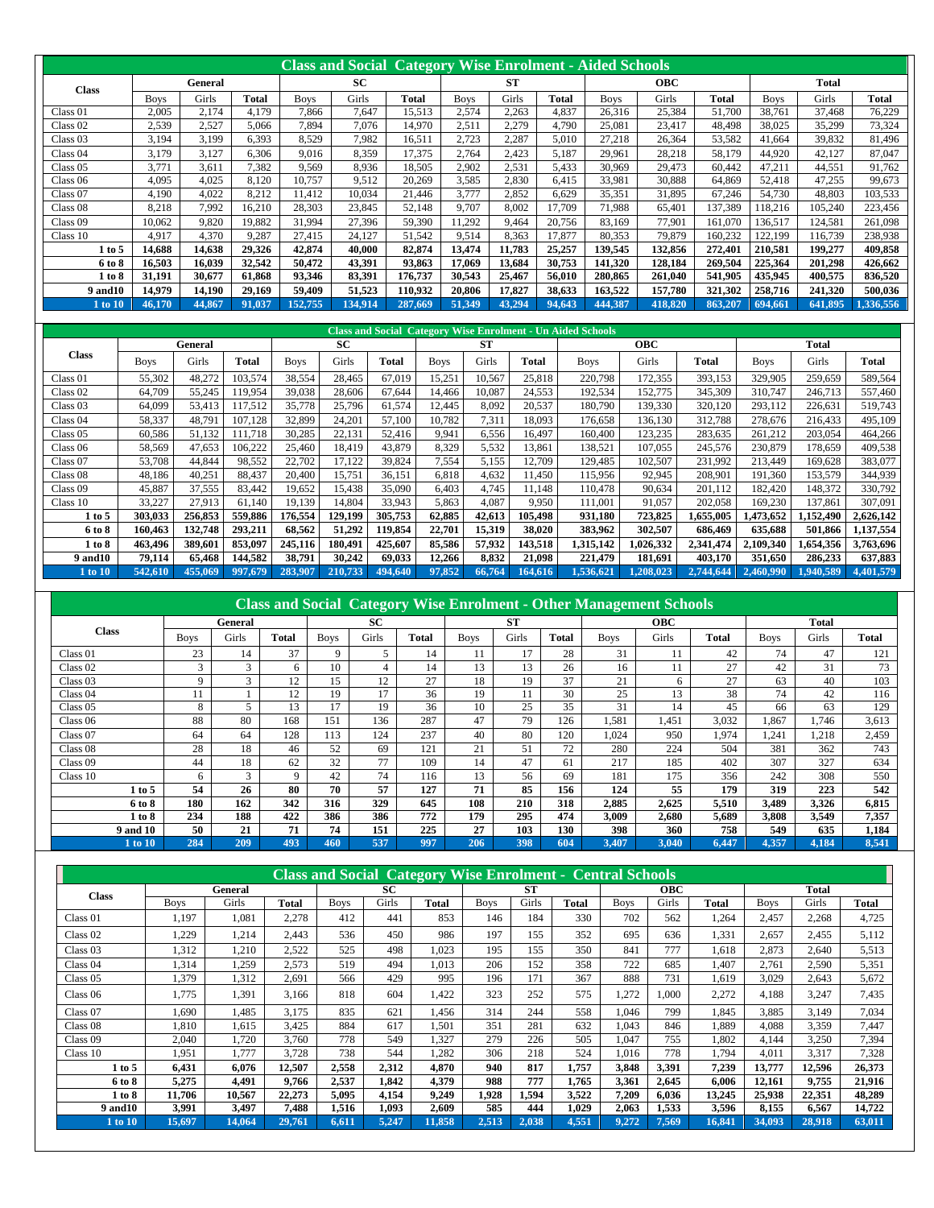## Class and Social Category Wise Enrolment - Aided Schools

| Class | General | | | SC | | | ST | | | OBC | | | Total | | |
|---|---|---|---|---|---|---|---|---|---|---|---|---|---|---|---|
| | Boys | Girls | Total | Boys | Girls | Total | Boys | Girls | Total | Boys | Girls | Total | Boys | Girls | Total |
| Class 01 | 2,005 | 2,174 | 4,179 | 7,866 | 7,647 | 15,513 | 2,574 | 2,263 | 4,837 | 26,316 | 25,384 | 51,700 | 38,761 | 37,468 | 76,229 |
| Class 02 | 2,539 | 2,527 | 5,066 | 7,894 | 7,076 | 14,970 | 2,511 | 2,279 | 4,790 | 25,081 | 23,417 | 48,498 | 38,025 | 35,299 | 73,324 |
| Class 03 | 3,194 | 3,199 | 6,393 | 8,529 | 7,982 | 16,511 | 2,723 | 2,287 | 5,010 | 27,218 | 26,364 | 53,582 | 41,664 | 39,832 | 81,496 |
| Class 04 | 3,179 | 3,127 | 6,306 | 9,016 | 8,359 | 17,375 | 2,764 | 2,423 | 5,187 | 29,961 | 28,218 | 58,179 | 44,920 | 42,127 | 87,047 |
| Class 05 | 3,771 | 3,611 | 7,382 | 9,569 | 8,936 | 18,505 | 2,902 | 2,531 | 5,433 | 30,969 | 29,473 | 60,442 | 47,211 | 44,551 | 91,762 |
| Class 06 | 4,095 | 4,025 | 8,120 | 10,757 | 9,512 | 20,269 | 3,585 | 2,830 | 6,415 | 33,981 | 30,888 | 64,869 | 52,418 | 47,255 | 99,673 |
| Class 07 | 4,190 | 4,022 | 8,212 | 11,412 | 10,034 | 21,446 | 3,777 | 2,852 | 6,629 | 35,351 | 31,895 | 67,246 | 54,730 | 48,803 | 103,533 |
| Class 08 | 8,218 | 7,992 | 16,210 | 28,303 | 23,845 | 52,148 | 9,707 | 8,002 | 17,709 | 71,988 | 65,401 | 137,389 | 118,216 | 105,240 | 223,456 |
| Class 09 | 10,062 | 9,820 | 19,882 | 31,994 | 27,396 | 59,390 | 11,292 | 9,464 | 20,756 | 83,169 | 77,901 | 161,070 | 136,517 | 124,581 | 261,098 |
| Class 10 | 4,917 | 4,370 | 9,287 | 27,415 | 24,127 | 51,542 | 9,514 | 8,363 | 17,877 | 80,353 | 79,879 | 160,232 | 122,199 | 116,739 | 238,938 |
| **1 to 5** | **14,688** | **14,638** | **29,326** | **42,874** | **40,000** | **82,874** | **13,474** | **11,783** | **25,257** | **139,545** | **132,856** | **272,401** | **210,581** | **199,277** | **409,858** |
| **6 to 8** | **16,503** | **16,039** | **32,542** | **50,472** | **43,391** | **93,863** | **17,069** | **13,684** | **30,753** | **141,320** | **128,184** | **269,504** | **225,364** | **201,298** | **426,662** |
| **1 to 8** | **31,191** | **30,677** | **61,868** | **93,346** | **83,391** | **176,737** | **30,543** | **25,467** | **56,010** | **280,865** | **261,040** | **541,905** | **435,945** | **400,575** | **836,520** |
| **9 and10** | **14,979** | **14,190** | **29,169** | **59,409** | **51,523** | **110,932** | **20,806** | **17,827** | **38,633** | **163,522** | **157,780** | **321,302** | **258,716** | **241,320** | **500,036** |
| **1 to 10** | **46,170** | **44,867** | **91,037** | **152,755** | **134,914** | **287,669** | **51,349** | **43,294** | **94,643** | **444,387** | **418,820** | **863,207** | **694,661** | **641,895** | **1,336,556** |

## Class and Social Category Wise Enrolment - Un Aided Schools

| Class | General | | | SC | | | ST | | | OBC | | | Total | | |
|---|---|---|---|---|---|---|---|---|---|---|---|---|---|---|---|
| | Boys | Girls | Total | Boys | Girls | Total | Boys | Girls | Total | Boys | Girls | Total | Boys | Girls | Total |
| Class 01 | 55,302 | 48,272 | 103,574 | 38,554 | 28,465 | 67,019 | 15,251 | 10,567 | 25,818 | 220,798 | 172,355 | 393,153 | 329,905 | 259,659 | 589,564 |
| Class 02 | 64,709 | 55,245 | 119,954 | 39,038 | 28,606 | 67,644 | 14,466 | 10,087 | 24,553 | 192,534 | 152,775 | 345,309 | 310,747 | 246,713 | 557,460 |
| Class 03 | 64,099 | 53,413 | 117,512 | 35,778 | 25,796 | 61,574 | 12,445 | 8,092 | 20,537 | 180,790 | 139,330 | 320,120 | 293,112 | 226,631 | 519,743 |
| Class 04 | 58,337 | 48,791 | 107,128 | 32,899 | 24,201 | 57,100 | 10,782 | 7,311 | 18,093 | 176,658 | 136,130 | 312,788 | 278,676 | 216,433 | 495,109 |
| Class 05 | 60,586 | 51,132 | 111,718 | 30,285 | 22,131 | 52,416 | 9,941 | 6,556 | 16,497 | 160,400 | 123,235 | 283,635 | 261,212 | 203,054 | 464,266 |
| Class 06 | 58,569 | 47,653 | 106,222 | 25,460 | 18,419 | 43,879 | 8,329 | 5,532 | 13,861 | 138,521 | 107,055 | 245,576 | 230,879 | 178,659 | 409,538 |
| Class 07 | 53,708 | 44,844 | 98,552 | 22,702 | 17,122 | 39,824 | 7,554 | 5,155 | 12,709 | 129,485 | 102,507 | 231,992 | 213,449 | 169,628 | 383,077 |
| Class 08 | 48,186 | 40,251 | 88,437 | 20,400 | 15,751 | 36,151 | 6,818 | 4,632 | 11,450 | 115,956 | 92,945 | 208,901 | 191,360 | 153,579 | 344,939 |
| Class 09 | 45,887 | 37,555 | 83,442 | 19,652 | 15,438 | 35,090 | 6,403 | 4,745 | 11,148 | 110,478 | 90,634 | 201,112 | 182,420 | 148,372 | 330,792 |
| Class 10 | 33,227 | 27,913 | 61,140 | 19,139 | 14,804 | 33,943 | 5,863 | 4,087 | 9,950 | 111,001 | 91,057 | 202,058 | 169,230 | 137,861 | 307,091 |
| **1 to 5** | **303,033** | **256,853** | **559,886** | **176,554** | **129,199** | **305,753** | **62,885** | **42,613** | **105,498** | **931,180** | **723,825** | **1,655,005** | **1,473,652** | **1,152,490** | **2,626,142** |
| **6 to 8** | **160,463** | **132,748** | **293,211** | **68,562** | **51,292** | **119,854** | **22,701** | **15,319** | **38,020** | **383,962** | **302,507** | **686,469** | **635,688** | **501,866** | **1,137,554** |
| **1 to 8** | **463,496** | **389,601** | **853,097** | **245,116** | **180,491** | **425,607** | **85,586** | **57,932** | **143,518** | **1,315,142** | **1,026,332** | **2,341,474** | **2,109,340** | **1,654,356** | **3,763,696** |
| **9 and10** | **79,114** | **65,468** | **144,582** | **38,791** | **30,242** | **69,033** | **12,266** | **8,832** | **21,098** | **221,479** | **181,691** | **403,170** | **351,650** | **286,233** | **637,883** |
| **1 to 10** | **542,610** | **455,069** | **997,679** | **283,907** | **210,733** | **494,640** | **97,852** | **66,764** | **164,616** | **1,536,621** | **1,208,023** | **2,744,644** | **2,460,990** | **1,940,589** | **4,401,579** |

## Class and Social Category Wise Enrolment - Other Management Schools

| Class | General | | | SC | | | ST | | | OBC | | | Total | | |
|---|---|---|---|---|---|---|---|---|---|---|---|---|---|---|---|
| | Boys | Girls | Total | Boys | Girls | Total | Boys | Girls | Total | Boys | Girls | Total | Boys | Girls | Total |
| Class 01 | 23 | 14 | 37 | 9 | 5 | 14 | 11 | 17 | 28 | 31 | 11 | 42 | 74 | 47 | 121 |
| Class 02 | 3 | 3 | 6 | 10 | 4 | 14 | 13 | 13 | 26 | 16 | 11 | 27 | 42 | 31 | 73 |
| Class 03 | 9 | 3 | 12 | 15 | 12 | 27 | 18 | 19 | 37 | 21 | 6 | 27 | 63 | 40 | 103 |
| Class 04 | 11 | 1 | 12 | 19 | 17 | 36 | 19 | 11 | 30 | 25 | 13 | 38 | 74 | 42 | 116 |
| Class 05 | 8 | 5 | 13 | 17 | 19 | 36 | 10 | 25 | 35 | 31 | 14 | 45 | 66 | 63 | 129 |
| Class 06 | 88 | 80 | 168 | 151 | 136 | 287 | 47 | 79 | 126 | 1,581 | 1,451 | 3,032 | 1,867 | 1,746 | 3,613 |
| Class 07 | 64 | 64 | 128 | 113 | 124 | 237 | 40 | 80 | 120 | 1,024 | 950 | 1,974 | 1,241 | 1,218 | 2,459 |
| Class 08 | 28 | 18 | 46 | 52 | 69 | 121 | 21 | 51 | 72 | 280 | 224 | 504 | 381 | 362 | 743 |
| Class 09 | 44 | 18 | 62 | 32 | 77 | 109 | 14 | 47 | 61 | 217 | 185 | 402 | 307 | 327 | 634 |
| Class 10 | 6 | 3 | 9 | 42 | 74 | 116 | 13 | 56 | 69 | 181 | 175 | 356 | 242 | 308 | 550 |
| **1 to 5** | **54** | **26** | **80** | **70** | **57** | **127** | **71** | **85** | **156** | **124** | **55** | **179** | **319** | **223** | **542** |
| **6 to 8** | **180** | **162** | **342** | **316** | **329** | **645** | **108** | **210** | **318** | **2,885** | **2,625** | **5,510** | **3,489** | **3,326** | **6,815** |
| **1 to 8** | **234** | **188** | **422** | **386** | **386** | **772** | **179** | **295** | **474** | **3,009** | **2,680** | **5,689** | **3,808** | **3,549** | **7,357** |
| **9 and 10** | **50** | **21** | **71** | **74** | **151** | **225** | **27** | **103** | **130** | **398** | **360** | **758** | **549** | **635** | **1,184** |
| **1 to 10** | **284** | **209** | **493** | **460** | **537** | **997** | **206** | **398** | **604** | **3,407** | **3,040** | **6,447** | **4,357** | **4,184** | **8,541** |

## Class and Social Category Wise Enrolment - Central Schools

| Class | General | | | SC | | | ST | | | OBC | | | Total | | |
|---|---|---|---|---|---|---|---|---|---|---|---|---|---|---|---|
| | Boys | Girls | Total | Boys | Girls | Total | Boys | Girls | Total | Boys | Girls | Total | Boys | Girls | Total |
| Class 01 | 1,197 | 1,081 | 2,278 | 412 | 441 | 853 | 146 | 184 | 330 | 702 | 562 | 1,264 | 2,457 | 2,268 | 4,725 |
| Class 02 | 1,229 | 1,214 | 2,443 | 536 | 450 | 986 | 197 | 155 | 352 | 695 | 636 | 1,331 | 2,657 | 2,455 | 5,112 |
| Class 03 | 1,312 | 1,210 | 2,522 | 525 | 498 | 1,023 | 195 | 155 | 350 | 841 | 777 | 1,618 | 2,873 | 2,640 | 5,513 |
| Class 04 | 1,314 | 1,259 | 2,573 | 519 | 494 | 1,013 | 206 | 152 | 358 | 722 | 685 | 1,407 | 2,761 | 2,590 | 5,351 |
| Class 05 | 1,379 | 1,312 | 2,691 | 566 | 429 | 995 | 196 | 171 | 367 | 888 | 731 | 1,619 | 3,029 | 2,643 | 5,672 |
| Class 06 | 1,775 | 1,391 | 3,166 | 818 | 604 | 1,422 | 323 | 252 | 575 | 1,272 | 1,000 | 2,272 | 4,188 | 3,247 | 7,435 |
| Class 07 | 1,690 | 1,485 | 3,175 | 835 | 621 | 1,456 | 314 | 244 | 558 | 1,046 | 799 | 1,845 | 3,885 | 3,149 | 7,034 |
| Class 08 | 1,810 | 1,615 | 3,425 | 884 | 617 | 1,501 | 351 | 281 | 632 | 1,043 | 846 | 1,889 | 4,088 | 3,359 | 7,447 |
| Class 09 | 2,040 | 1,720 | 3,760 | 778 | 549 | 1,327 | 279 | 226 | 505 | 1,047 | 755 | 1,802 | 4,144 | 3,250 | 7,394 |
| Class 10 | 1,951 | 1,777 | 3,728 | 738 | 544 | 1,282 | 306 | 218 | 524 | 1,016 | 778 | 1,794 | 4,011 | 3,317 | 7,328 |
| **1 to 5** | **6,431** | **6,076** | **12,507** | **2,558** | **2,312** | **4,870** | **940** | **817** | **1,757** | **3,848** | **3,391** | **7,239** | **13,777** | **12,596** | **26,373** |
| **6 to 8** | **5,275** | **4,491** | **9,766** | **2,537** | **1,842** | **4,379** | **988** | **777** | **1,765** | **3,361** | **2,645** | **6,006** | **12,161** | **9,755** | **21,916** |
| **1 to 8** | **11,706** | **10,567** | **22,273** | **5,095** | **4,154** | **9,249** | **1,928** | **1,594** | **3,522** | **7,209** | **6,036** | **13,245** | **25,938** | **22,351** | **48,289** |
| **9 and10** | **3,991** | **3,497** | **7,488** | **1,516** | **1,093** | **2,609** | **585** | **444** | **1,029** | **2,063** | **1,533** | **3,596** | **8,155** | **6,567** | **14,722** |
| **1 to 10** | **15,697** | **14,064** | **29,761** | **6,611** | **5,247** | **11,858** | **2,513** | **2,038** | **4,551** | **9,272** | **7,569** | **16,841** | **34,093** | **28,918** | **63,011** |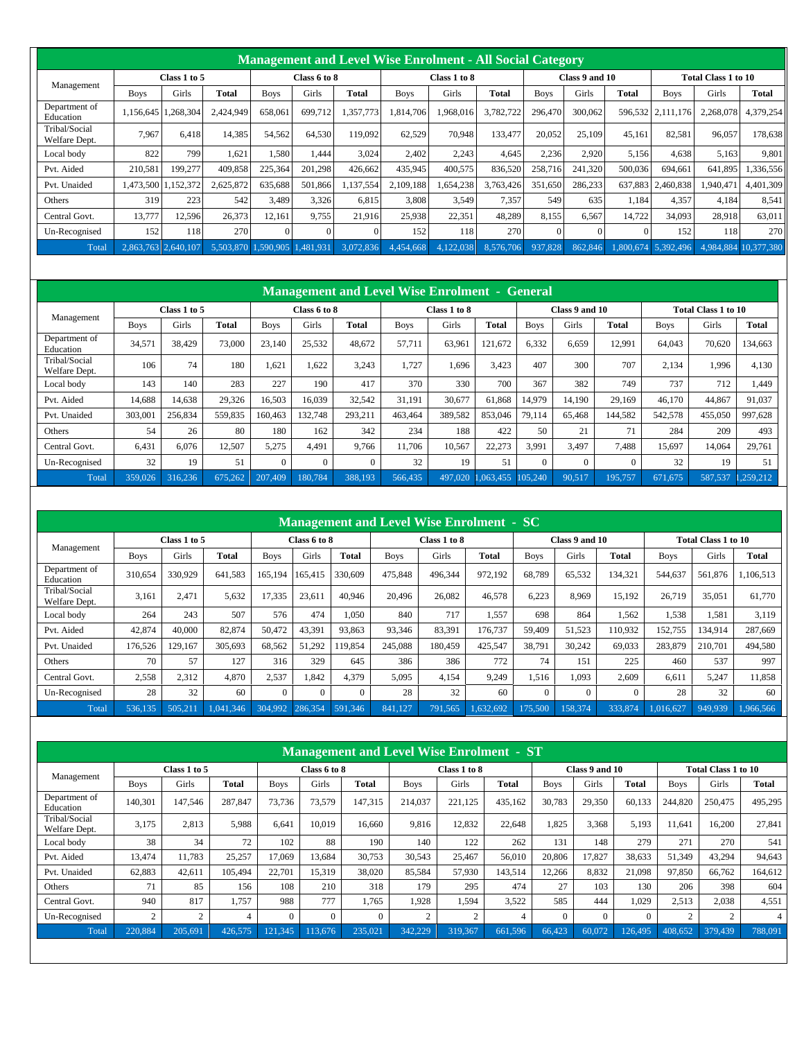## Management and Level Wise Enrolment - All Social Category

| Management | Class 1 to 5 | | | Class 6 to 8 | | | Class 1 to 8 | | | Class 9 and 10 | | | Total Class 1 to 10 | | |
|---|---|---|---|---|---|---|---|---|---|---|---|---|---|---|---|
| | Boys | Girls | Total | Boys | Girls | Total | Boys | Girls | Total | Boys | Girls | Total | Boys | Girls | Total |
| Department of Education | 1,156,645 | 1,268,304 | 2,424,949 | 658,061 | 699,712 | 1,357,773 | 1,814,706 | 1,968,016 | 3,782,722 | 296,470 | 300,062 | 596,532 | 2,111,176 | 2,268,078 | 4,379,254 |
| Tribal/Social Welfare Dept. | 7,967 | 6,418 | 14,385 | 54,562 | 64,530 | 119,092 | 62,529 | 70,948 | 133,477 | 20,052 | 25,109 | 45,161 | 82,581 | 96,057 | 178,638 |
| Local body | 822 | 799 | 1,621 | 1,580 | 1,444 | 3,024 | 2,402 | 2,243 | 4,645 | 2,236 | 2,920 | 5,156 | 4,638 | 5,163 | 9,801 |
| Pvt. Aided | 210,581 | 199,277 | 409,858 | 225,364 | 201,298 | 426,662 | 435,945 | 400,575 | 836,520 | 258,716 | 241,320 | 500,036 | 694,661 | 641,895 | 1,336,556 |
| Pvt. Unaided | 1,473,500 | 1,152,372 | 2,625,872 | 635,688 | 501,866 | 1,137,554 | 2,109,188 | 1,654,238 | 3,763,426 | 351,650 | 286,233 | 637,883 | 2,460,838 | 1,940,471 | 4,401,309 |
| Others | 319 | 223 | 542 | 3,489 | 3,326 | 6,815 | 3,808 | 3,549 | 7,357 | 549 | 635 | 1,184 | 4,357 | 4,184 | 8,541 |
| Central Govt. | 13,777 | 12,596 | 26,373 | 12,161 | 9,755 | 21,916 | 25,938 | 22,351 | 48,289 | 8,155 | 6,567 | 14,722 | 34,093 | 28,918 | 63,011 |
| Un-Recognised | 152 | 118 | 270 | 0 | 0 | 0 | 152 | 118 | 270 | 0 | 0 | 0 | 152 | 118 | 270 |
| Total | 2,863,763 | 2,640,107 | 5,503,870 | 1,590,905 | 1,481,931 | 3,072,836 | 4,454,668 | 4,122,038 | 8,576,706 | 937,828 | 862,846 | 1,800,674 | 5,392,496 | 4,984,884 | 10,377,380 |

## Management and Level Wise Enrolment - General

| Management | Class 1 to 5 | | | Class 6 to 8 | | | Class 1 to 8 | | | Class 9 and 10 | | | Total Class 1 to 10 | | |
|---|---|---|---|---|---|---|---|---|---|---|---|---|---|---|---|
| | Boys | Girls | Total | Boys | Girls | Total | Boys | Girls | Total | Boys | Girls | Total | Boys | Girls | Total |
| Department of Education | 34,571 | 38,429 | 73,000 | 23,140 | 25,532 | 48,672 | 57,711 | 63,961 | 121,672 | 6,332 | 6,659 | 12,991 | 64,043 | 70,620 | 134,663 |
| Tribal/Social Welfare Dept. | 106 | 74 | 180 | 1,621 | 1,622 | 3,243 | 1,727 | 1,696 | 3,423 | 407 | 300 | 707 | 2,134 | 1,996 | 4,130 |
| Local body | 143 | 140 | 283 | 227 | 190 | 417 | 370 | 330 | 700 | 367 | 382 | 749 | 737 | 712 | 1,449 |
| Pvt. Aided | 14,688 | 14,638 | 29,326 | 16,503 | 16,039 | 32,542 | 31,191 | 30,677 | 61,868 | 14,979 | 14,190 | 29,169 | 46,170 | 44,867 | 91,037 |
| Pvt. Unaided | 303,001 | 256,834 | 559,835 | 160,463 | 132,748 | 293,211 | 463,464 | 389,582 | 853,046 | 79,114 | 65,468 | 144,582 | 542,578 | 455,050 | 997,628 |
| Others | 54 | 26 | 80 | 180 | 162 | 342 | 234 | 188 | 422 | 50 | 21 | 71 | 284 | 209 | 493 |
| Central Govt. | 6,431 | 6,076 | 12,507 | 5,275 | 4,491 | 9,766 | 11,706 | 10,567 | 22,273 | 3,991 | 3,497 | 7,488 | 15,697 | 14,064 | 29,761 |
| Un-Recognised | 32 | 19 | 51 | 0 | 0 | 0 | 32 | 19 | 51 | 0 | 0 | 0 | 32 | 19 | 51 |
| Total | 359,026 | 316,236 | 675,262 | 207,409 | 180,784 | 388,193 | 566,435 | 497,020 | 1,063,455 | 105,240 | 90,517 | 195,757 | 671,675 | 587,537 | 1,259,212 |

## Management and Level Wise Enrolment - SC

| Management | Class 1 to 5 | | | Class 6 to 8 | | | Class 1 to 8 | | | Class 9 and 10 | | | Total Class 1 to 10 | | |
|---|---|---|---|---|---|---|---|---|---|---|---|---|---|---|---|
| | Boys | Girls | Total | Boys | Girls | Total | Boys | Girls | Total | Boys | Girls | Total | Boys | Girls | Total |
| Department of Education | 310,654 | 330,929 | 641,583 | 165,194 | 165,415 | 330,609 | 475,848 | 496,344 | 972,192 | 68,789 | 65,532 | 134,321 | 544,637 | 561,876 | 1,106,513 |
| Tribal/Social Welfare Dept. | 3,161 | 2,471 | 5,632 | 17,335 | 23,611 | 40,946 | 20,496 | 26,082 | 46,578 | 6,223 | 8,969 | 15,192 | 26,719 | 35,051 | 61,770 |
| Local body | 264 | 243 | 507 | 576 | 474 | 1,050 | 840 | 717 | 1,557 | 698 | 864 | 1,562 | 1,538 | 1,581 | 3,119 |
| Pvt. Aided | 42,874 | 40,000 | 82,874 | 50,472 | 43,391 | 93,863 | 93,346 | 83,391 | 176,737 | 59,409 | 51,523 | 110,932 | 152,755 | 134,914 | 287,669 |
| Pvt. Unaided | 176,526 | 129,167 | 305,693 | 68,562 | 51,292 | 119,854 | 245,088 | 180,459 | 425,547 | 38,791 | 30,242 | 69,033 | 283,879 | 210,701 | 494,580 |
| Others | 70 | 57 | 127 | 316 | 329 | 645 | 386 | 386 | 772 | 74 | 151 | 225 | 460 | 537 | 997 |
| Central Govt. | 2,558 | 2,312 | 4,870 | 2,537 | 1,842 | 4,379 | 5,095 | 4,154 | 9,249 | 1,516 | 1,093 | 2,609 | 6,611 | 5,247 | 11,858 |
| Un-Recognised | 28 | 32 | 60 | 0 | 0 | 0 | 28 | 32 | 60 | 0 | 0 | 0 | 28 | 32 | 60 |
| Total | 536,135 | 505,211 | 1,041,346 | 304,992 | 286,354 | 591,346 | 841,127 | 791,565 | 1,632,692 | 175,500 | 158,374 | 333,874 | 1,016,627 | 949,939 | 1,966,566 |

## Management and Level Wise Enrolment - ST

| Management | Class 1 to 5 | | | Class 6 to 8 | | | Class 1 to 8 | | | Class 9 and 10 | | | Total Class 1 to 10 | | |
|---|---|---|---|---|---|---|---|---|---|---|---|---|---|---|---|
| | Boys | Girls | Total | Boys | Girls | Total | Boys | Girls | Total | Boys | Girls | Total | Boys | Girls | Total |
| Department of Education | 140,301 | 147,546 | 287,847 | 73,736 | 73,579 | 147,315 | 214,037 | 221,125 | 435,162 | 30,783 | 29,350 | 60,133 | 244,820 | 250,475 | 495,295 |
| Tribal/Social Welfare Dept. | 3,175 | 2,813 | 5,988 | 6,641 | 10,019 | 16,660 | 9,816 | 12,832 | 22,648 | 1,825 | 3,368 | 5,193 | 11,641 | 16,200 | 27,841 |
| Local body | 38 | 34 | 72 | 102 | 88 | 190 | 140 | 122 | 262 | 131 | 148 | 279 | 271 | 270 | 541 |
| Pvt. Aided | 13,474 | 11,783 | 25,257 | 17,069 | 13,684 | 30,753 | 30,543 | 25,467 | 56,010 | 20,806 | 17,827 | 38,633 | 51,349 | 43,294 | 94,643 |
| Pvt. Unaided | 62,883 | 42,611 | 105,494 | 22,701 | 15,319 | 38,020 | 85,584 | 57,930 | 143,514 | 12,266 | 8,832 | 21,098 | 97,850 | 66,762 | 164,612 |
| Others | 71 | 85 | 156 | 108 | 210 | 318 | 179 | 295 | 474 | 27 | 103 | 130 | 206 | 398 | 604 |
| Central Govt. | 940 | 817 | 1,757 | 988 | 777 | 1,765 | 1,928 | 1,594 | 3,522 | 585 | 444 | 1,029 | 2,513 | 2,038 | 4,551 |
| Un-Recognised | 2 | 2 | 4 | 0 | 0 | 0 | 2 | 2 | 4 | 0 | 0 | 0 | 2 | 2 | 4 |
| Total | 220,884 | 205,691 | 426,575 | 121,345 | 113,676 | 235,021 | 342,229 | 319,367 | 661,596 | 66,423 | 60,072 | 126,495 | 408,652 | 379,439 | 788,091 |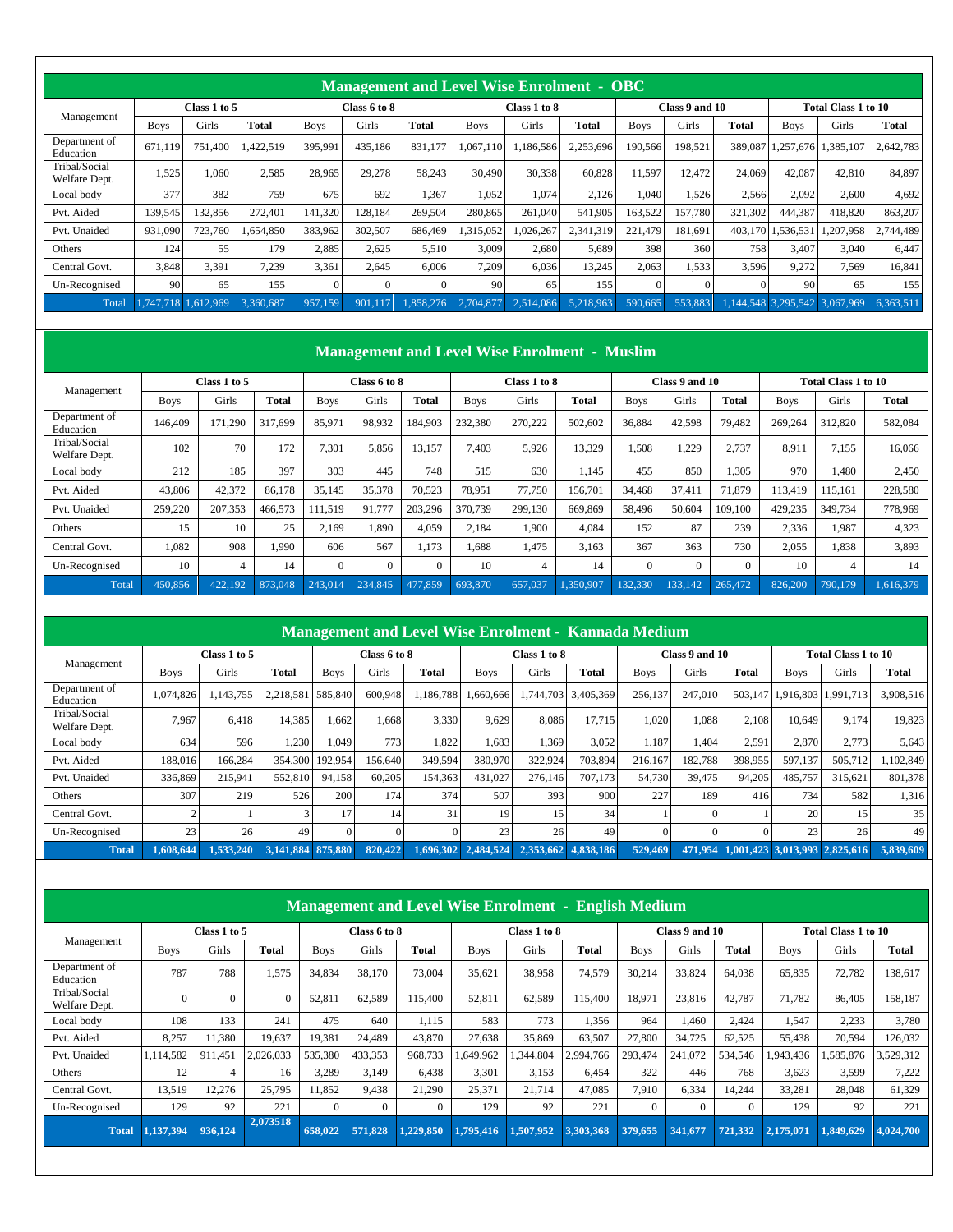## Management and Level Wise Enrolment - OBC

| Management | Class 1 to 5 | | | Class 6 to 8 | | | Class 1 to 8 | | | Class 9 and 10 | | | Total Class 1 to 10 | | |
|---|---|---|---|---|---|---|---|---|---|---|---|---|---|---|---|
| | Boys | Girls | Total | Boys | Girls | Total | Boys | Girls | Total | Boys | Girls | Total | Boys | Girls | Total |
| Department of Education | 671,119 | 751,400 | 1,422,519 | 395,991 | 435,186 | 831,177 | 1,067,110 | 1,186,586 | 2,253,696 | 190,566 | 198,521 | 389,087 | 1,257,676 | 1,385,107 | 2,642,783 |
| Tribal/Social Welfare Dept. | 1,525 | 1,060 | 2,585 | 28,965 | 29,278 | 58,243 | 30,490 | 30,338 | 60,828 | 11,597 | 12,472 | 24,069 | 42,087 | 42,810 | 84,897 |
| Local body | 377 | 382 | 759 | 675 | 692 | 1,367 | 1,052 | 1,074 | 2,126 | 1,040 | 1,526 | 2,566 | 2,092 | 2,600 | 4,692 |
| Pvt. Aided | 139,545 | 132,856 | 272,401 | 141,320 | 128,184 | 269,504 | 280,865 | 261,040 | 541,905 | 163,522 | 157,780 | 321,302 | 444,387 | 418,820 | 863,207 |
| Pvt. Unaided | 931,090 | 723,760 | 1,654,850 | 383,962 | 302,507 | 686,469 | 1,315,052 | 1,026,267 | 2,341,319 | 221,479 | 181,691 | 403,170 | 1,536,531 | 1,207,958 | 2,744,489 |
| Others | 124 | 55 | 179 | 2,885 | 2,625 | 5,510 | 3,009 | 2,680 | 5,689 | 398 | 360 | 758 | 3,407 | 3,040 | 6,447 |
| Central Govt. | 3,848 | 3,391 | 7,239 | 3,361 | 2,645 | 6,006 | 7,209 | 6,036 | 13,245 | 2,063 | 1,533 | 3,596 | 9,272 | 7,569 | 16,841 |
| Un-Recognised | 90 | 65 | 155 | 0 | 0 | 0 | 90 | 65 | 155 | 0 | 0 | 0 | 90 | 65 | 155 |
| Total | 1,747,718 | 1,612,969 | 3,360,687 | 957,159 | 901,117 | 1,858,276 | 2,704,877 | 2,514,086 | 5,218,963 | 590,665 | 553,883 | 1,144,548 | 3,295,542 | 3,067,969 | 6,363,511 |

## Management and Level Wise Enrolment - Muslim

| Management | Class 1 to 5 | | | Class 6 to 8 | | | Class 1 to 8 | | | Class 9 and 10 | | | Total Class 1 to 10 | | |
|---|---|---|---|---|---|---|---|---|---|---|---|---|---|---|---|
| | Boys | Girls | Total | Boys | Girls | Total | Boys | Girls | Total | Boys | Girls | Total | Boys | Girls | Total |
| Department of Education | 146,409 | 171,290 | 317,699 | 85,971 | 98,932 | 184,903 | 232,380 | 270,222 | 502,602 | 36,884 | 42,598 | 79,482 | 269,264 | 312,820 | 582,084 |
| Tribal/Social Welfare Dept. | 102 | 70 | 172 | 7,301 | 5,856 | 13,157 | 7,403 | 5,926 | 13,329 | 1,508 | 1,229 | 2,737 | 8,911 | 7,155 | 16,066 |
| Local body | 212 | 185 | 397 | 303 | 445 | 748 | 515 | 630 | 1,145 | 455 | 850 | 1,305 | 970 | 1,480 | 2,450 |
| Pvt. Aided | 43,806 | 42,372 | 86,178 | 35,145 | 35,378 | 70,523 | 78,951 | 77,750 | 156,701 | 34,468 | 37,411 | 71,879 | 113,419 | 115,161 | 228,580 |
| Pvt. Unaided | 259,220 | 207,353 | 466,573 | 111,519 | 91,777 | 203,296 | 370,739 | 299,130 | 669,869 | 58,496 | 50,604 | 109,100 | 429,235 | 349,734 | 778,969 |
| Others | 15 | 10 | 25 | 2,169 | 1,890 | 4,059 | 2,184 | 1,900 | 4,084 | 152 | 87 | 239 | 2,336 | 1,987 | 4,323 |
| Central Govt. | 1,082 | 908 | 1,990 | 606 | 567 | 1,173 | 1,688 | 1,475 | 3,163 | 367 | 363 | 730 | 2,055 | 1,838 | 3,893 |
| Un-Recognised | 10 | 4 | 14 | 0 | 0 | 0 | 10 | 4 | 14 | 0 | 0 | 0 | 10 | 4 | 14 |
| Total | 450,856 | 422,192 | 873,048 | 243,014 | 234,845 | 477,859 | 693,870 | 657,037 | 1,350,907 | 132,330 | 133,142 | 265,472 | 826,200 | 790,179 | 1,616,379 |

## Management and Level Wise Enrolment - Kannada Medium

| Management | Class 1 to 5 | | | Class 6 to 8 | | | Class 1 to 8 | | | Class 9 and 10 | | | Total Class 1 to 10 | | |
|---|---|---|---|---|---|---|---|---|---|---|---|---|---|---|---|
| | Boys | Girls | Total | Boys | Girls | Total | Boys | Girls | Total | Boys | Girls | Total | Boys | Girls | Total |
| Department of Education | 1,074,826 | 1,143,755 | 2,218,581 | 585,840 | 600,948 | 1,186,788 | 1,660,666 | 1,744,703 | 3,405,369 | 256,137 | 247,010 | 503,147 | 1,916,803 | 1,991,713 | 3,908,516 |
| Tribal/Social Welfare Dept. | 7,967 | 6,418 | 14,385 | 1,662 | 1,668 | 3,330 | 9,629 | 8,086 | 17,715 | 1,020 | 1,088 | 2,108 | 10,649 | 9,174 | 19,823 |
| Local body | 634 | 596 | 1,230 | 1,049 | 773 | 1,822 | 1,683 | 1,369 | 3,052 | 1,187 | 1,404 | 2,591 | 2,870 | 2,773 | 5,643 |
| Pvt. Aided | 188,016 | 166,284 | 354,300 | 192,954 | 156,640 | 349,594 | 380,970 | 322,924 | 703,894 | 216,167 | 182,788 | 398,955 | 597,137 | 505,712 | 1,102,849 |
| Pvt. Unaided | 336,869 | 215,941 | 552,810 | 94,158 | 60,205 | 154,363 | 431,027 | 276,146 | 707,173 | 54,730 | 39,475 | 94,205 | 485,757 | 315,621 | 801,378 |
| Others | 307 | 219 | 526 | 200 | 174 | 374 | 507 | 393 | 900 | 227 | 189 | 416 | 734 | 582 | 1,316 |
| Central Govt. | 2 | 1 | 3 | 17 | 14 | 31 | 19 | 15 | 34 | 1 | 0 | 1 | 20 | 15 | 35 |
| Un-Recognised | 23 | 26 | 49 | 0 | 0 | 0 | 23 | 26 | 49 | 0 | 0 | 0 | 23 | 26 | 49 |
| **Total** | **1,608,644** | **1,533,240** | **3,141,884** | **875,880** | **820,422** | **1,696,302** | **2,484,524** | **2,353,662** | **4,838,186** | **529,469** | **471,954** | **1,001,423** | **3,013,993** | **2,825,616** | **5,839,609** |

## Management and Level Wise Enrolment - English Medium

| Management | Class 1 to 5 | | | Class 6 to 8 | | | Class 1 to 8 | | | Class 9 and 10 | | | Total Class 1 to 10 | | |
|---|---|---|---|---|---|---|---|---|---|---|---|---|---|---|---|
| | Boys | Girls | Total | Boys | Girls | Total | Boys | Girls | Total | Boys | Girls | Total | Boys | Girls | Total |
| Department of Education | 787 | 788 | 1,575 | 34,834 | 38,170 | 73,004 | 35,621 | 38,958 | 74,579 | 30,214 | 33,824 | 64,038 | 65,835 | 72,782 | 138,617 |
| Tribal/Social Welfare Dept. | 0 | 0 | 0 | 52,811 | 62,589 | 115,400 | 52,811 | 62,589 | 115,400 | 18,971 | 23,816 | 42,787 | 71,782 | 86,405 | 158,187 |
| Local body | 108 | 133 | 241 | 475 | 640 | 1,115 | 583 | 773 | 1,356 | 964 | 1,460 | 2,424 | 1,547 | 2,233 | 3,780 |
| Pvt. Aided | 8,257 | 11,380 | 19,637 | 19,381 | 24,489 | 43,870 | 27,638 | 35,869 | 63,507 | 27,800 | 34,725 | 62,525 | 55,438 | 70,594 | 126,032 |
| Pvt. Unaided | 1,114,582 | 911,451 | 2,026,033 | 535,380 | 433,353 | 968,733 | 1,649,962 | 1,344,804 | 2,994,766 | 293,474 | 241,072 | 534,546 | 1,943,436 | 1,585,876 | 3,529,312 |
| Others | 12 | 4 | 16 | 3,289 | 3,149 | 6,438 | 3,301 | 3,153 | 6,454 | 322 | 446 | 768 | 3,623 | 3,599 | 7,222 |
| Central Govt. | 13,519 | 12,276 | 25,795 | 11,852 | 9,438 | 21,290 | 25,371 | 21,714 | 47,085 | 7,910 | 6,334 | 14,244 | 33,281 | 28,048 | 61,329 |
| Un-Recognised | 129 | 92 | 221 | 0 | 0 | 0 | 129 | 92 | 221 | 0 | 0 | 0 | 129 | 92 | 221 |
| **Total** | **1,137,394** | **936,124** | **2,073518** | **658,022** | **571,828** | **1,229,850** | **1,795,416** | **1,507,952** | **3,303,368** | **379,655** | **341,677** | **721,332** | **2,175,071** | **1,849,629** | **4,024,700** |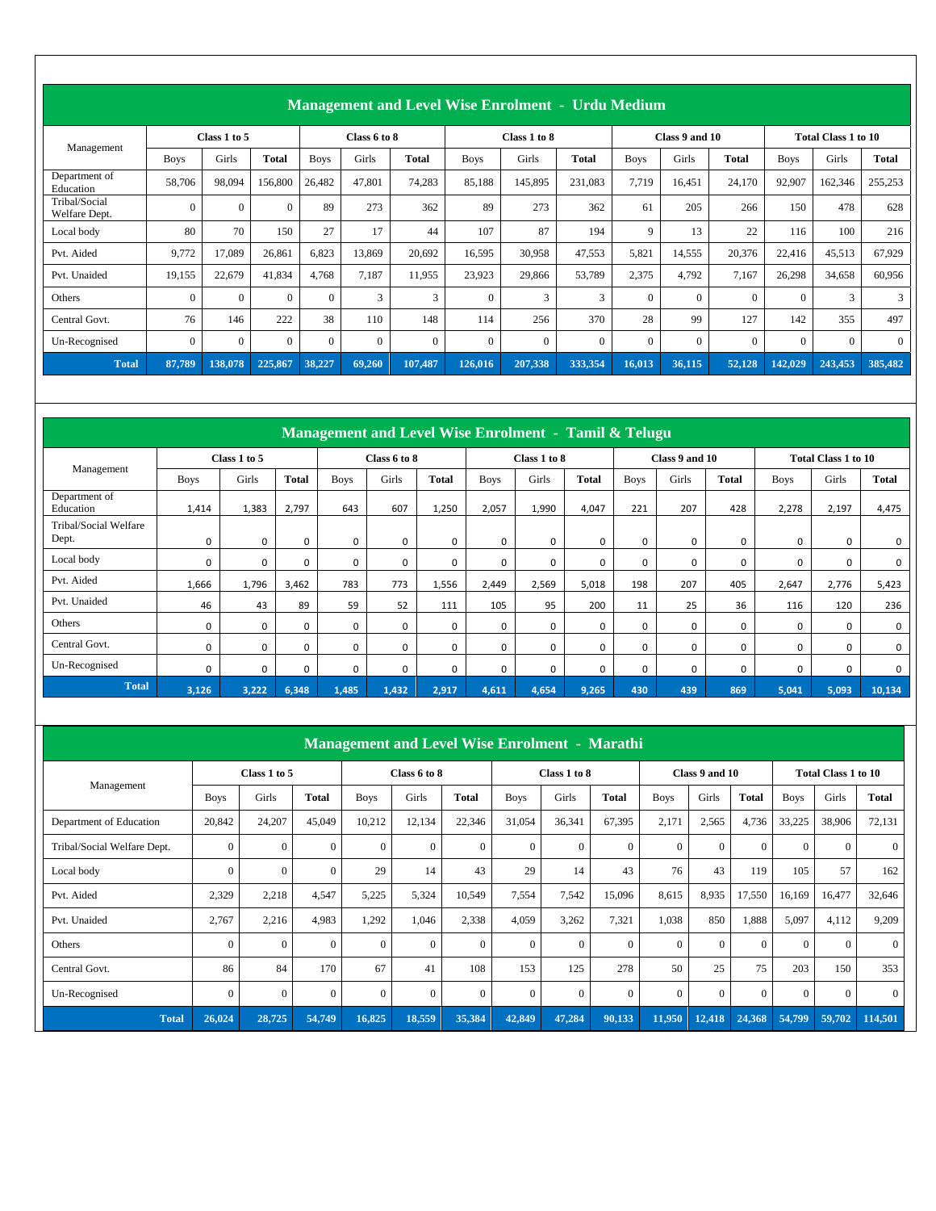## Management and Level Wise Enrolment - Urdu Medium

| Management | Class 1 to 5 | | | Class 6 to 8 | | | Class 1 to 8 | | | Class 9 and 10 | | | Total Class 1 to 10 | | |
|---|---|---|---|---|---|---|---|---|---|---|---|---|---|---|---|
| | Boys | Girls | Total | Boys | Girls | Total | Boys | Girls | Total | Boys | Girls | Total | Boys | Girls | Total |
| Department of Education | 58,706 | 98,094 | 156,800 | 26,482 | 47,801 | 74,283 | 85,188 | 145,895 | 231,083 | 7,719 | 16,451 | 24,170 | 92,907 | 162,346 | 255,253 |
| Tribal/Social Welfare Dept. | 0 | 0 | 0 | 89 | 273 | 362 | 89 | 273 | 362 | 61 | 205 | 266 | 150 | 478 | 628 |
| Local body | 80 | 70 | 150 | 27 | 17 | 44 | 107 | 87 | 194 | 9 | 13 | 22 | 116 | 100 | 216 |
| Pvt. Aided | 9,772 | 17,089 | 26,861 | 6,823 | 13,869 | 20,692 | 16,595 | 30,958 | 47,553 | 5,821 | 14,555 | 20,376 | 22,416 | 45,513 | 67,929 |
| Pvt. Unaided | 19,155 | 22,679 | 41,834 | 4,768 | 7,187 | 11,955 | 23,923 | 29,866 | 53,789 | 2,375 | 4,792 | 7,167 | 26,298 | 34,658 | 60,956 |
| Others | 0 | 0 | 0 | 0 | 3 | 3 | 0 | 3 | 3 | 0 | 0 | 0 | 0 | 3 | 3 |
| Central Govt. | 76 | 146 | 222 | 38 | 110 | 148 | 114 | 256 | 370 | 28 | 99 | 127 | 142 | 355 | 497 |
| Un-Recognised | 0 | 0 | 0 | 0 | 0 | 0 | 0 | 0 | 0 | 0 | 0 | 0 | 0 | 0 | 0 |
| **Total** | **87,789** | **138,078** | **225,867** | **38,227** | **69,260** | **107,487** | **126,016** | **207,338** | **333,354** | **16,013** | **36,115** | **52,128** | **142,029** | **243,453** | **385,482** |

## Management and Level Wise Enrolment - Tamil & Telugu

| Management | Class 1 to 5 | | | Class 6 to 8 | | | Class 1 to 8 | | | Class 9 and 10 | | | Total Class 1 to 10 | | |
|---|---|---|---|---|---|---|---|---|---|---|---|---|---|---|---|
| | Boys | Girls | Total | Boys | Girls | Total | Boys | Girls | Total | Boys | Girls | Total | Boys | Girls | Total |
| Department of Education | 1,414 | 1,383 | 2,797 | 643 | 607 | 1,250 | 2,057 | 1,990 | 4,047 | 221 | 207 | 428 | 2,278 | 2,197 | 4,475 |
| Tribal/Social Welfare Dept. | 0 | 0 | 0 | 0 | 0 | 0 | 0 | 0 | 0 | 0 | 0 | 0 | 0 | 0 | 0 |
| Local body | 0 | 0 | 0 | 0 | 0 | 0 | 0 | 0 | 0 | 0 | 0 | 0 | 0 | 0 | 0 |
| Pvt. Aided | 1,666 | 1,796 | 3,462 | 783 | 773 | 1,556 | 2,449 | 2,569 | 5,018 | 198 | 207 | 405 | 2,647 | 2,776 | 5,423 |
| Pvt. Unaided | 46 | 43 | 89 | 59 | 52 | 111 | 105 | 95 | 200 | 11 | 25 | 36 | 116 | 120 | 236 |
| Others | 0 | 0 | 0 | 0 | 0 | 0 | 0 | 0 | 0 | 0 | 0 | 0 | 0 | 0 | 0 |
| Central Govt. | 0 | 0 | 0 | 0 | 0 | 0 | 0 | 0 | 0 | 0 | 0 | 0 | 0 | 0 | 0 |
| Un-Recognised | 0 | 0 | 0 | 0 | 0 | 0 | 0 | 0 | 0 | 0 | 0 | 0 | 0 | 0 | 0 |
| **Total** | **3,126** | **3,222** | **6,348** | **1,485** | **1,432** | **2,917** | **4,611** | **4,654** | **9,265** | **430** | **439** | **869** | **5,041** | **5,093** | **10,134** |

## Management and Level Wise Enrolment - Marathi

| Management | Class 1 to 5 | | | Class 6 to 8 | | | Class 1 to 8 | | | Class 9 and 10 | | | Total Class 1 to 10 | | |
|---|---|---|---|---|---|---|---|---|---|---|---|---|---|---|---|
| | Boys | Girls | Total | Boys | Girls | Total | Boys | Girls | Total | Boys | Girls | Total | Boys | Girls | Total |
| Department of Education | 20,842 | 24,207 | 45,049 | 10,212 | 12,134 | 22,346 | 31,054 | 36,341 | 67,395 | 2,171 | 2,565 | 4,736 | 33,225 | 38,906 | 72,131 |
| Tribal/Social Welfare Dept. | 0 | 0 | 0 | 0 | 0 | 0 | 0 | 0 | 0 | 0 | 0 | 0 | 0 | 0 | 0 |
| Local body | 0 | 0 | 0 | 29 | 14 | 43 | 29 | 14 | 43 | 76 | 43 | 119 | 105 | 57 | 162 |
| Pvt. Aided | 2,329 | 2,218 | 4,547 | 5,225 | 5,324 | 10,549 | 7,554 | 7,542 | 15,096 | 8,615 | 8,935 | 17,550 | 16,169 | 16,477 | 32,646 |
| Pvt. Unaided | 2,767 | 2,216 | 4,983 | 1,292 | 1,046 | 2,338 | 4,059 | 3,262 | 7,321 | 1,038 | 850 | 1,888 | 5,097 | 4,112 | 9,209 |
| Others | 0 | 0 | 0 | 0 | 0 | 0 | 0 | 0 | 0 | 0 | 0 | 0 | 0 | 0 | 0 |
| Central Govt. | 86 | 84 | 170 | 67 | 41 | 108 | 153 | 125 | 278 | 50 | 25 | 75 | 203 | 150 | 353 |
| Un-Recognised | 0 | 0 | 0 | 0 | 0 | 0 | 0 | 0 | 0 | 0 | 0 | 0 | 0 | 0 | 0 |
| **Total** | **26,024** | **28,725** | **54,749** | **16,825** | **18,559** | **35,384** | **42,849** | **47,284** | **90,133** | **11,950** | **12,418** | **24,368** | **54,799** | **59,702** | **114,501** |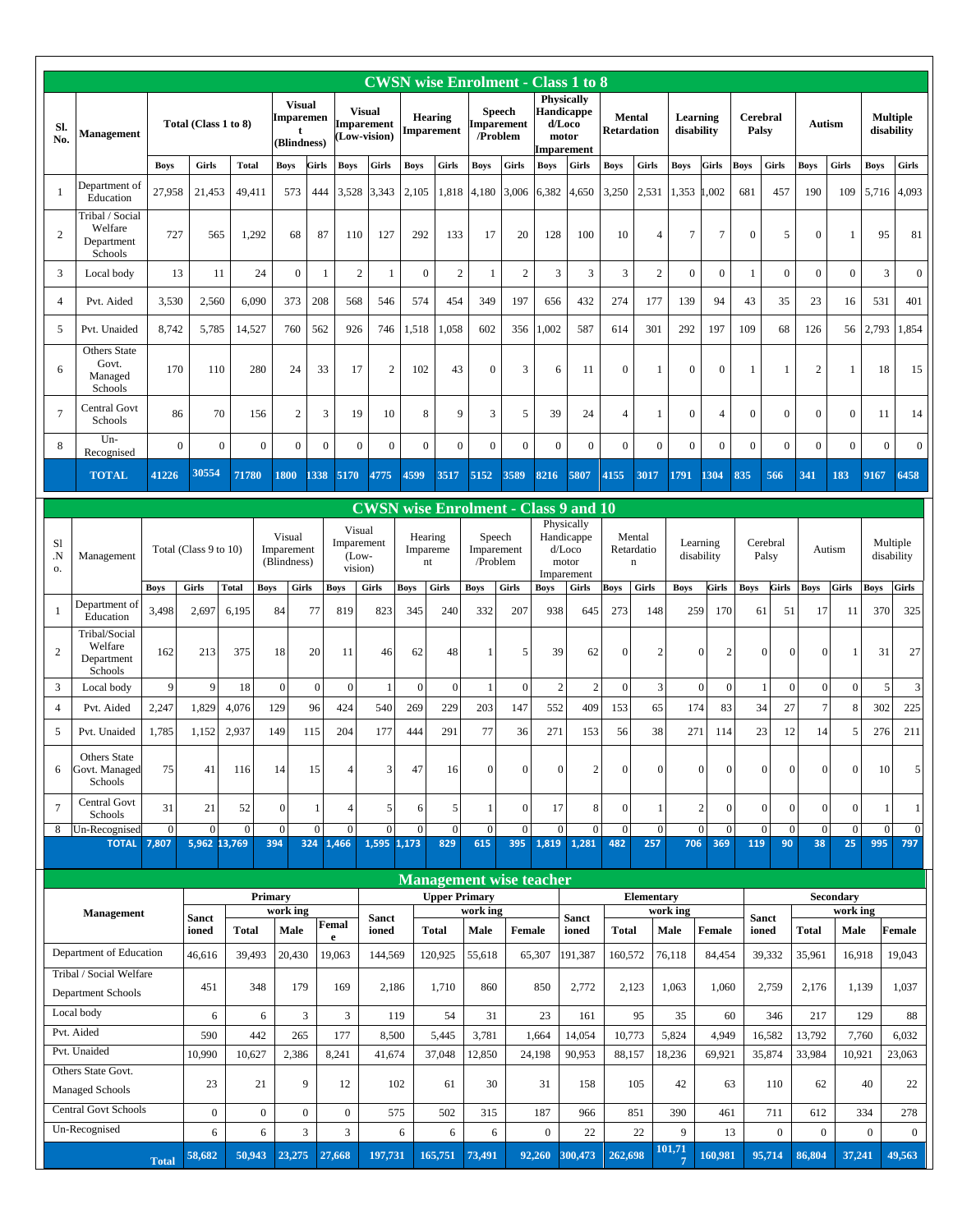## CWSN wise Enrolment - Class 1 to 8

| Sl. No. | Management | Total (Class 1 to 8) | | | Visual Imparement (Blindness) | | Visual Imparement (Low-vision) | | Hearing Imparement | | Speech Imparement /Problem | | Physically Handicapped/Loco motor Imparement | | Mental Retardation | | Learning disability | | Cerebral Palsy | | Autism | | Multiple disability | |
|---|---|---|---|---|---|---|---|---|---|---|---|---|---|---|---|---|---|---|---|---|---|---|---|---|
| | | Boys | Girls | Total | Boys | Girls | Boys | Girls | Boys | Girls | Boys | Girls | Boys | Girls | Boys | Girls | Boys | Girls | Boys | Girls | Boys | Girls | Boys | Girls |
| 1 | Department of Education | 27,958 | 21,453 | 49,411 | 573 | 444 | 3,528 | 3,343 | 2,105 | 1,818 | 4,180 | 3,006 | 6,382 | 4,650 | 3,250 | 2,531 | 1,353 | 1,002 | 681 | 457 | 190 | 109 | 5,716 | 4,093 |
| 2 | Tribal / Social Welfare Department Schools | 727 | 565 | 1,292 | 68 | 87 | 110 | 127 | 292 | 133 | 17 | 20 | 128 | 100 | 10 | 4 | 7 | 7 | 0 | 5 | 0 | 1 | 95 | 81 |
| 3 | Local body | 13 | 11 | 24 | 0 | 1 | 2 | 1 | 0 | 2 | 1 | 2 | 3 | 3 | 3 | 2 | 0 | 0 | 1 | 0 | 0 | 0 | 3 | 0 |
| 4 | Pvt. Aided | 3,530 | 2,560 | 6,090 | 373 | 208 | 568 | 546 | 574 | 454 | 349 | 197 | 656 | 432 | 274 | 177 | 139 | 94 | 43 | 35 | 23 | 16 | 531 | 401 |
| 5 | Pvt. Unaided | 8,742 | 5,785 | 14,527 | 760 | 562 | 926 | 746 | 1,518 | 1,058 | 602 | 356 | 1,002 | 587 | 614 | 301 | 292 | 197 | 109 | 68 | 126 | 56 | 2,793 | 1,854 |
| 6 | Others State Govt. Managed Schools | 170 | 110 | 280 | 24 | 33 | 17 | 2 | 102 | 43 | 0 | 3 | 6 | 11 | 0 | 1 | 0 | 0 | 1 | 1 | 2 | 1 | 18 | 15 |
| 7 | Central Govt Schools | 86 | 70 | 156 | 2 | 3 | 19 | 10 | 8 | 9 | 3 | 5 | 39 | 24 | 4 | 1 | 0 | 4 | 0 | 0 | 0 | 0 | 11 | 14 |
| 8 | Un-Recognised | 0 | 0 | 0 | 0 | 0 | 0 | 0 | 0 | 0 | 0 | 0 | 0 | 0 | 0 | 0 | 0 | 0 | 0 | 0 | 0 | 0 | 0 | 0 |
| | **TOTAL** | **41226** | **30554** | **71780** | **1800** | **1338** | **5170** | **4775** | **4599** | **3517** | **5152** | **3589** | **8216** | **5807** | **4155** | **3017** | **1791** | **1304** | **835** | **566** | **341** | **183** | **9167** | **6458** |

## CWSN wise Enrolment - Class 9 and 10

| Sl.No. | Management | Total (Class 9 to 10) | | | Visual Imparement (Blindness) | | Visual Imparement (Low-vision) | | Hearing Imparement | | Speech Imparement /Problem | | Physically Handicappe d/Loco motor Imparement | | Mental Retardation | | Learning disability | | Cerebral Palsy | | Autism | | Multiple disability | |
|---|---|---|---|---|---|---|---|---|---|---|---|---|---|---|---|---|---|---|---|---|---|---|---|---|
| | | Boys | Girls | Total | Boys | Girls | Boys | Girls | Boys | Girls | Boys | Girls | Boys | Girls | Boys | Girls | Boys | Girls | Boys | Girls | Boys | Girls | Boys | Girls |
| 1 | Department of Education | 3,498 | 2,697 | 6,195 | 84 | 77 | 819 | 823 | 345 | 240 | 332 | 207 | 938 | 645 | 273 | 148 | 259 | 170 | 61 | 51 | 17 | 11 | 370 | 325 |
| 2 | Tribal/Social Welfare Department Schools | 162 | 213 | 375 | 18 | 20 | 11 | 46 | 62 | 48 | 1 | 5 | 39 | 62 | 0 | 2 | 0 | 2 | 0 | 0 | 0 | 1 | 31 | 27 |
| 3 | Local body | 9 | 9 | 18 | 0 | 0 | 0 | 1 | 0 | 0 | 1 | 0 | 2 | 2 | 0 | 3 | 0 | 0 | 1 | 0 | 0 | 0 | 5 | 3 |
| 4 | Pvt. Aided | 2,247 | 1,829 | 4,076 | 129 | 96 | 424 | 540 | 269 | 229 | 203 | 147 | 552 | 409 | 153 | 65 | 174 | 83 | 34 | 27 | 7 | 8 | 302 | 225 |
| 5 | Pvt. Unaided | 1,785 | 1,152 | 2,937 | 149 | 115 | 204 | 177 | 444 | 291 | 77 | 36 | 271 | 153 | 56 | 38 | 271 | 114 | 23 | 12 | 14 | 5 | 276 | 211 |
| 6 | Others State Govt. Managed Schools | 75 | 41 | 116 | 14 | 15 | 4 | 3 | 47 | 16 | 0 | 0 | 0 | 2 | 0 | 0 | 0 | 0 | 0 | 0 | 0 | 0 | 10 | 5 |
| 7 | Central Govt Schools | 31 | 21 | 52 | 0 | 1 | 4 | 5 | 6 | 5 | 1 | 0 | 17 | 8 | 0 | 1 | 2 | 0 | 0 | 0 | 0 | 0 | 1 | 1 |
| 8 | Un-Recognised | 0 | 0 | 0 | 0 | 0 | 0 | 0 | 0 | 0 | 0 | 0 | 0 | 0 | 0 | 0 | 0 | 0 | 0 | 0 | 0 | 0 | 0 | 0 |
| | **TOTAL** | **7,807** | **5,962** | **13,769** | **394** | **324** | **1,466** | **1,595** | **1,173** | **829** | **615** | **395** | **1,819** | **1,281** | **482** | **257** | **706** | **369** | **119** | **90** | **38** | **25** | **995** | **797** |

## Management wise teacher

| Management | Primary | | | | Upper Primary | | | | Elementary | | | | Secondary | | | |
|---|---|---|---|---|---|---|---|---|---|---|---|---|---|---|---|---|
| | Sanctioned | work ing | | | Sanctioned | work ing | | | Sanctioned | work ing | | | Sanctioned | work ing | | |
| | | Total | Male | Female | | Total | Male | Female | | Total | Male | Female | | Total | Male | Female |
| Department of Education | 46,616 | 39,493 | 20,430 | 19,063 | 144,569 | 120,925 | 55,618 | 65,307 | 191,387 | 160,572 | 76,118 | 84,454 | 39,332 | 35,961 | 16,918 | 19,043 |
| Tribal / Social Welfare Department Schools | 451 | 348 | 179 | 169 | 2,186 | 1,710 | 860 | 850 | 2,772 | 2,123 | 1,063 | 1,060 | 2,759 | 2,176 | 1,139 | 1,037 |
| Local body | 6 | 6 | 3 | 3 | 119 | 54 | 31 | 23 | 161 | 95 | 35 | 60 | 346 | 217 | 129 | 88 |
| Pvt. Aided | 590 | 442 | 265 | 177 | 8,500 | 5,445 | 3,781 | 1,664 | 14,054 | 10,773 | 5,824 | 4,949 | 16,582 | 13,792 | 7,760 | 6,032 |
| Pvt. Unaided | 10,990 | 10,627 | 2,386 | 8,241 | 41,674 | 37,048 | 12,850 | 24,198 | 90,953 | 88,157 | 18,236 | 69,921 | 35,874 | 33,984 | 10,921 | 23,063 |
| Others State Govt. Managed Schools | 23 | 21 | 9 | 12 | 102 | 61 | 30 | 31 | 158 | 105 | 42 | 63 | 110 | 62 | 40 | 22 |
| Central Govt Schools | 0 | 0 | 0 | 0 | 575 | 502 | 315 | 187 | 966 | 851 | 390 | 461 | 711 | 612 | 334 | 278 |
| Un-Recognised | 6 | 6 | 3 | 3 | 6 | 6 | 6 | 0 | 22 | 22 | 9 | 13 | 0 | 0 | 0 | 0 |
| **Total** | **58,682** | **50,943** | **23,275** | **27,668** | **197,731** | **165,751** | **73,491** | **92,260** | **300,473** | **262,698** | **101,717** | **160,981** | **95,714** | **86,804** | **37,241** | **49,563** |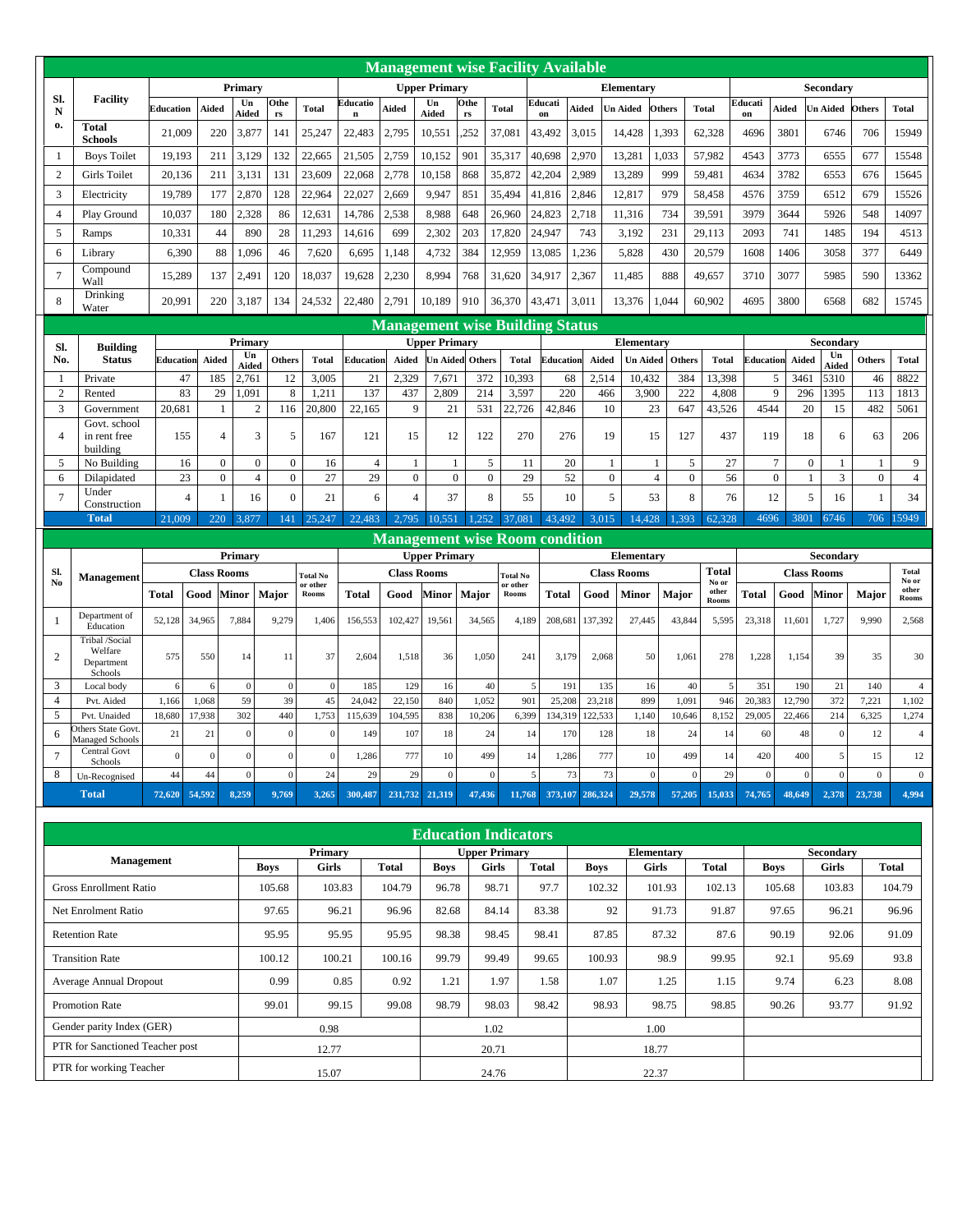## Management wise Facility Available

| Sl. No. | Facility | Primary | | | | | Upper Primary | | | | | Elementary | | | | | Secondary | | | | |
|---|---|---|---|---|---|---|---|---|---|---|---|---|---|---|---|---|---|---|---|---|---|
| | | Education | Aided | Un Aided | Others | Total | Education | Aided | Un Aided | Others | Total | Education | Aided | Un Aided | Others | Total | Education | Aided | Un Aided | Others | Total |
| | Total Schools | 21,009 | 220 | 3,877 | 141 | 25,247 | 22,483 | 2,795 | 10,551 | ,252 | 37,081 | 43,492 | 3,015 | 14,428 | 1,393 | 62,328 | 4696 | 3801 | 6746 | 706 | 15949 |
| 1 | Boys Toilet | 19,193 | 211 | 3,129 | 132 | 22,665 | 21,505 | 2,759 | 10,152 | 901 | 35,317 | 40,698 | 2,970 | 13,281 | 1,033 | 57,982 | 4543 | 3773 | 6555 | 677 | 15548 |
| 2 | Girls Toilet | 20,136 | 211 | 3,131 | 131 | 23,609 | 22,068 | 2,778 | 10,158 | 868 | 35,872 | 42,204 | 2,989 | 13,289 | 999 | 59,481 | 4634 | 3782 | 6553 | 676 | 15645 |
| 3 | Electricity | 19,789 | 177 | 2,870 | 128 | 22,964 | 22,027 | 2,669 | 9,947 | 851 | 35,494 | 41,816 | 2,846 | 12,817 | 979 | 58,458 | 4576 | 3759 | 6512 | 679 | 15526 |
| 4 | Play Ground | 10,037 | 180 | 2,328 | 86 | 12,631 | 14,786 | 2,538 | 8,988 | 648 | 26,960 | 24,823 | 2,718 | 11,316 | 734 | 39,591 | 3979 | 3644 | 5926 | 548 | 14097 |
| 5 | Ramps | 10,331 | 44 | 890 | 28 | 11,293 | 14,616 | 699 | 2,302 | 203 | 17,820 | 24,947 | 743 | 3,192 | 231 | 29,113 | 2093 | 741 | 1485 | 194 | 4513 |
| 6 | Library | 6,390 | 88 | 1,096 | 46 | 7,620 | 6,695 | 1,148 | 4,732 | 384 | 12,959 | 13,085 | 1,236 | 5,828 | 430 | 20,579 | 1608 | 1406 | 3058 | 377 | 6449 |
| 7 | Compound Wall | 15,289 | 137 | 2,491 | 120 | 18,037 | 19,628 | 2,230 | 8,994 | 768 | 31,620 | 34,917 | 2,367 | 11,485 | 888 | 49,657 | 3710 | 3077 | 5985 | 590 | 13362 |
| 8 | Drinking Water | 20,991 | 220 | 3,187 | 134 | 24,532 | 22,480 | 2,791 | 10,189 | 910 | 36,370 | 43,471 | 3,011 | 13,376 | 1,044 | 60,902 | 4695 | 3800 | 6568 | 682 | 15745 |

## Management wise Building Status

| Sl. No. | Building Status | Primary | | | | | Upper Primary | | | | | Elementary | | | | | Secondary | | | | |
|---|---|---|---|---|---|---|---|---|---|---|---|---|---|---|---|---|---|---|---|---|---|
| | | Education | Aided | Un Aided | Others | Total | Education | Aided | Un Aided | Others | Total | Education | Aided | Un Aided | Others | Total | Education | Aided | Un Aided | Others | Total |
| 1 | Private | 47 | 185 | 2,761 | 12 | 3,005 | 21 | 2,329 | 7,671 | 372 | 10,393 | 68 | 2,514 | 10,432 | 384 | 13,398 | 5 | 3461 | 5310 | 46 | 8822 |
| 2 | Rented | 83 | 29 | 1,091 | 8 | 1,211 | 137 | 437 | 2,809 | 214 | 3,597 | 220 | 466 | 3,900 | 222 | 4,808 | 9 | 296 | 1395 | 113 | 1813 |
| 3 | Government | 20,681 | 1 | 2 | 116 | 20,800 | 22,165 | 9 | 21 | 531 | 22,726 | 42,846 | 10 | 23 | 647 | 43,526 | 4544 | 20 | 15 | 482 | 5061 |
| 4 | Govt. school in rent free building | 155 | 4 | 3 | 5 | 167 | 121 | 15 | 12 | 122 | 270 | 276 | 19 | 15 | 127 | 437 | 119 | 18 | 6 | 63 | 206 |
| 5 | No Building | 16 | 0 | 0 | 0 | 16 | 4 | 1 | 1 | 5 | 11 | 20 | 1 | 1 | 5 | 27 | 7 | 0 | 1 | 1 | 9 |
| 6 | Dilapidated | 23 | 0 | 4 | 0 | 27 | 29 | 0 | 0 | 0 | 29 | 52 | 0 | 4 | 0 | 56 | 0 | 1 | 3 | 0 | 4 |
| 7 | Under Construction | 4 | 1 | 16 | 0 | 21 | 6 | 4 | 37 | 8 | 55 | 10 | 5 | 53 | 8 | 76 | 12 | 5 | 16 | 1 | 34 |
| | Total | 21,009 | 220 | 3,877 | 141 | 25,247 | 22,483 | 2,795 | 10,551 | 1,252 | 37,081 | 43,492 | 3,015 | 14,428 | 1,393 | 62,328 | 4696 | 3801 | 6746 | 706 | 15949 |

## Management wise Room condition

| Sl. No | Management | Primary | | | | | Upper Primary | | | | | Elementary | | | | | Secondary | | | | |
|---|---|---|---|---|---|---|---|---|---|---|---|---|---|---|---|---|---|---|---|---|---|
| | | Class Rooms | | | | Total No or other Rooms | Class Rooms | | | | Total No or other Rooms | Class Rooms | | | | Total No or other Rooms | Class Rooms | | | | Total No or other Rooms |
| | | Total | Good | Minor | Major | | Total | Good | Minor | Major | | Total | Good | Minor | Major | | Total | Good | Minor | Major | |
| 1 | Department of Education | 52,128 | 34,965 | 7,884 | 9,279 | 1,406 | 156,553 | 102,427 | 19,561 | 34,565 | 4,189 | 208,681 | 137,392 | 27,445 | 43,844 | 5,595 | 23,318 | 11,601 | 1,727 | 9,990 | 2,568 |
| 2 | Tribal /Social Welfare Department Schools | 575 | 550 | 14 | 11 | 37 | 2,604 | 1,518 | 36 | 1,050 | 241 | 3,179 | 2,068 | 50 | 1,061 | 278 | 1,228 | 1,154 | 39 | 35 | 30 |
| 3 | Local body | 6 | 6 | 0 | 0 | 0 | 185 | 129 | 16 | 40 | 5 | 191 | 135 | 16 | 40 | 5 | 351 | 190 | 21 | 140 | 4 |
| 4 | Pvt. Aided | 1,166 | 1,068 | 59 | 39 | 45 | 24,042 | 22,150 | 840 | 1,052 | 901 | 25,208 | 23,218 | 899 | 1,091 | 946 | 20,383 | 12,790 | 372 | 7,221 | 1,102 |
| 5 | Pvt. Unaided | 18,680 | 17,938 | 302 | 440 | 1,753 | 115,639 | 104,595 | 838 | 10,206 | 6,399 | 134,319 | 122,533 | 1,140 | 10,646 | 8,152 | 29,005 | 22,466 | 214 | 6,325 | 1,274 |
| 6 | Others State Govt. Managed Schools | 21 | 21 | 0 | 0 | 0 | 149 | 107 | 18 | 24 | 14 | 170 | 128 | 18 | 24 | 14 | 60 | 48 | 0 | 12 | 4 |
| 7 | Central Govt Schools | 0 | 0 | 0 | 0 | 0 | 1,286 | 777 | 10 | 499 | 14 | 1,286 | 777 | 10 | 499 | 14 | 420 | 400 | 5 | 15 | 12 |
| 8 | Un-Recognised | 44 | 44 | 0 | 0 | 24 | 29 | 29 | 0 | 0 | 5 | 73 | 73 | 0 | 0 | 29 | 0 | 0 | 0 | 0 | 0 |
| | Total | 72,620 | 54,592 | 8,259 | 9,769 | 3,265 | 300,487 | 231,732 | 21,319 | 47,436 | 11,768 | 373,107 | 286,324 | 29,578 | 57,205 | 15,033 | 74,765 | 48,649 | 2,378 | 23,738 | 4,994 |

## Education Indicators

| Management | Primary | | | Upper Primary | | | Elementary | | | Secondary | | |
|---|---|---|---|---|---|---|---|---|---|---|---|---|
| | Boys | Girls | Total | Boys | Girls | Total | Boys | Girls | Total | Boys | Girls | Total |
| Gross Enrollment Ratio | 105.68 | 103.83 | 104.79 | 96.78 | 98.71 | 97.7 | 102.32 | 101.93 | 102.13 | 105.68 | 103.83 | 104.79 |
| Net Enrolment Ratio | 97.65 | 96.21 | 96.96 | 82.68 | 84.14 | 83.38 | 92 | 91.73 | 91.87 | 97.65 | 96.21 | 96.96 |
| Retention Rate | 95.95 | 95.95 | 95.95 | 98.38 | 98.45 | 98.41 | 87.85 | 87.32 | 87.6 | 90.19 | 92.06 | 91.09 |
| Transition Rate | 100.12 | 100.21 | 100.16 | 99.79 | 99.49 | 99.65 | 100.93 | 98.9 | 99.95 | 92.1 | 95.69 | 93.8 |
| Average Annual Dropout | 0.99 | 0.85 | 0.92 | 1.21 | 1.97 | 1.58 | 1.07 | 1.25 | 1.15 | 9.74 | 6.23 | 8.08 |
| Promotion Rate | 99.01 | 99.15 | 99.08 | 98.79 | 98.03 | 98.42 | 98.93 | 98.75 | 98.85 | 90.26 | 93.77 | 91.92 |
| Gender parity Index (GER) | | 0.98 | | | 1.02 | | | 1.00 | | | | |
| PTR for Sanctioned Teacher post | | 12.77 | | | 20.71 | | | 18.77 | | | | |
| PTR for working Teacher | | 15.07 | | | 24.76 | | | 22.37 | | | | |